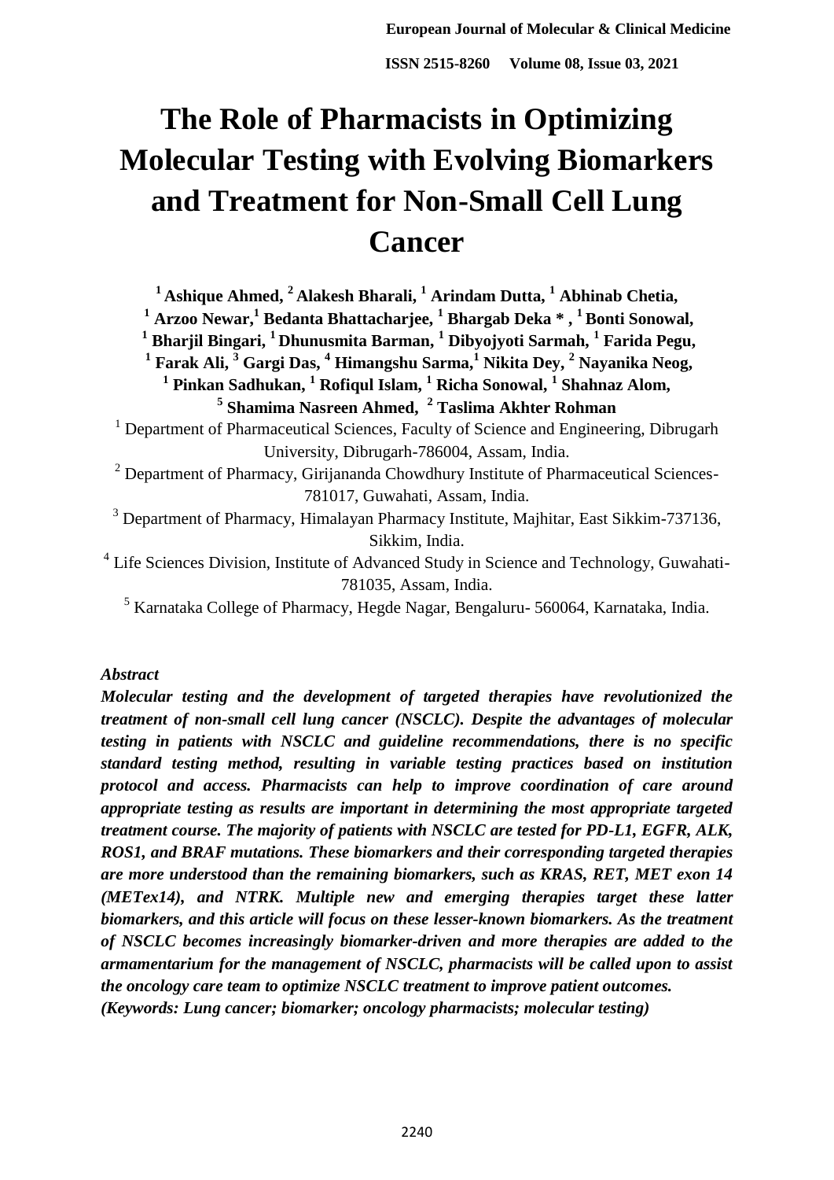# The Role of Pharmacists in Optimizing Molecular Testing with Evolving Biomarkers and Treatment for Non-Small Cell Lung Cancer

**[1] Ashique Ahmed, [2] Alakesh Bharali, [1] Arindam Dutta, [1] Abhinab Chetia, [1] Arzoo Newar, [1] Bedanta Bhattacharjee, [1] Bhargab Deka * , [1] Bonti Sonowal, [1] Bharjil Bingari, [1] Dhunusmita Barman, [1] Dibyojyoti Sarmah, [1] Farida Pegu, [1] Farak Ali, [3] Gargi Das, [4] Himangshu Sarma, [1] Nikita Dey, [2] Nayanika Neog, [1] Pinkan Sadhukan, [1] Rofiqul Islam, [1] Richa Sonowal, [1] Shahnaz Alom, [5] Shamima Nasreen Ahmed, [2] Taslima Akhter Rohman**

[1] Department of Pharmaceutical Sciences, Faculty of Science and Engineering, Dibrugarh University, Dibrugarh-786004, Assam, India.

[2] Department of Pharmacy, Girijananda Chowdhury Institute of Pharmaceutical Sciences-781017, Guwahati, Assam, India.

[3] Department of Pharmacy, Himalayan Pharmacy Institute, Majhitar, East Sikkim-737136, Sikkim, India.

[4] Life Sciences Division, Institute of Advanced Study in Science and Technology, Guwahati-781035, Assam, India.

[5] Karnataka College of Pharmacy, Hegde Nagar, Bengaluru- 560064, Karnataka, India.

*Abstract*

***Molecular testing and the development of targeted therapies have revolutionized the treatment of non-small cell lung cancer (NSCLC). Despite the advantages of molecular testing in patients with NSCLC and guideline recommendations, there is no specific standard testing method, resulting in variable testing practices based on institution protocol and access. Pharmacists can help to improve coordination of care around appropriate testing as results are important in determining the most appropriate targeted treatment course. The majority of patients with NSCLC are tested for PD-L1, EGFR, ALK, ROS1, and BRAF mutations. These biomarkers and their corresponding targeted therapies are more understood than the remaining biomarkers, such as KRAS, RET, MET exon 14 (METex14), and NTRK. Multiple new and emerging therapies target these latter biomarkers, and this article will focus on these lesser-known biomarkers. As the treatment of NSCLC becomes increasingly biomarker-driven and more therapies are added to the armamentarium for the management of NSCLC, pharmacists will be called upon to assist the oncology care team to optimize NSCLC treatment to improve patient outcomes.***

***(Keywords: Lung cancer; biomarker; oncology pharmacists; molecular testing)***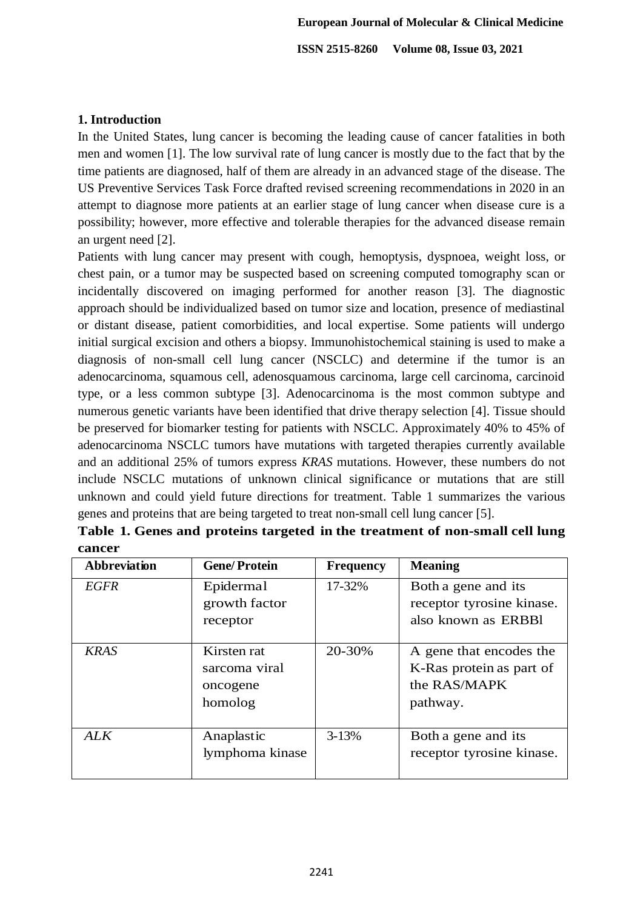## 1. Introduction

In the United States, lung cancer is becoming the leading cause of cancer fatalities in both men and women [1]. The low survival rate of lung cancer is mostly due to the fact that by the time patients are diagnosed, half of them are already in an advanced stage of the disease. The US Preventive Services Task Force drafted revised screening recommendations in 2020 in an attempt to diagnose more patients at an earlier stage of lung cancer when disease cure is a possibility; however, more effective and tolerable therapies for the advanced disease remain an urgent need [2].

Patients with lung cancer may present with cough, hemoptysis, dyspnoea, weight loss, or chest pain, or a tumor may be suspected based on screening computed tomography scan or incidentally discovered on imaging performed for another reason [3]. The diagnostic approach should be individualized based on tumor size and location, presence of mediastinal or distant disease, patient comorbidities, and local expertise. Some patients will undergo initial surgical excision and others a biopsy. Immunohistochemical staining is used to make a diagnosis of non-small cell lung cancer (NSCLC) and determine if the tumor is an adenocarcinoma, squamous cell, adenosquamous carcinoma, large cell carcinoma, carcinoid type, or a less common subtype [3]. Adenocarcinoma is the most common subtype and numerous genetic variants have been identified that drive therapy selection [4]. Tissue should be preserved for biomarker testing for patients with NSCLC. Approximately 40% to 45% of adenocarcinoma NSCLC tumors have mutations with targeted therapies currently available and an additional 25% of tumors express *KRAS* mutations. However, these numbers do not include NSCLC mutations of unknown clinical significance or mutations that are still unknown and could yield future directions for treatment. Table 1 summarizes the various genes and proteins that are being targeted to treat non-small cell lung cancer [5].

**Table 1. Genes and proteins targeted in the treatment of non-small cell lung cancer**

| Abbreviation | Gene/ Protein | Frequency | Meaning |
|---|---|---|---|
| *EGFR* | Epidermal growth factor receptor | 17-32% | Both a gene and its receptor tyrosine kinase. also known as ERBBl |
| *KRAS* | Kirsten rat sarcoma viral oncogene homolog | 20-30% | A gene that encodes the K-Ras protein as part of the RAS/MAPK pathway. |
| *ALK* | Anaplastic lymphoma kinase | 3-13% | Both a gene and its receptor tyrosine kinase. |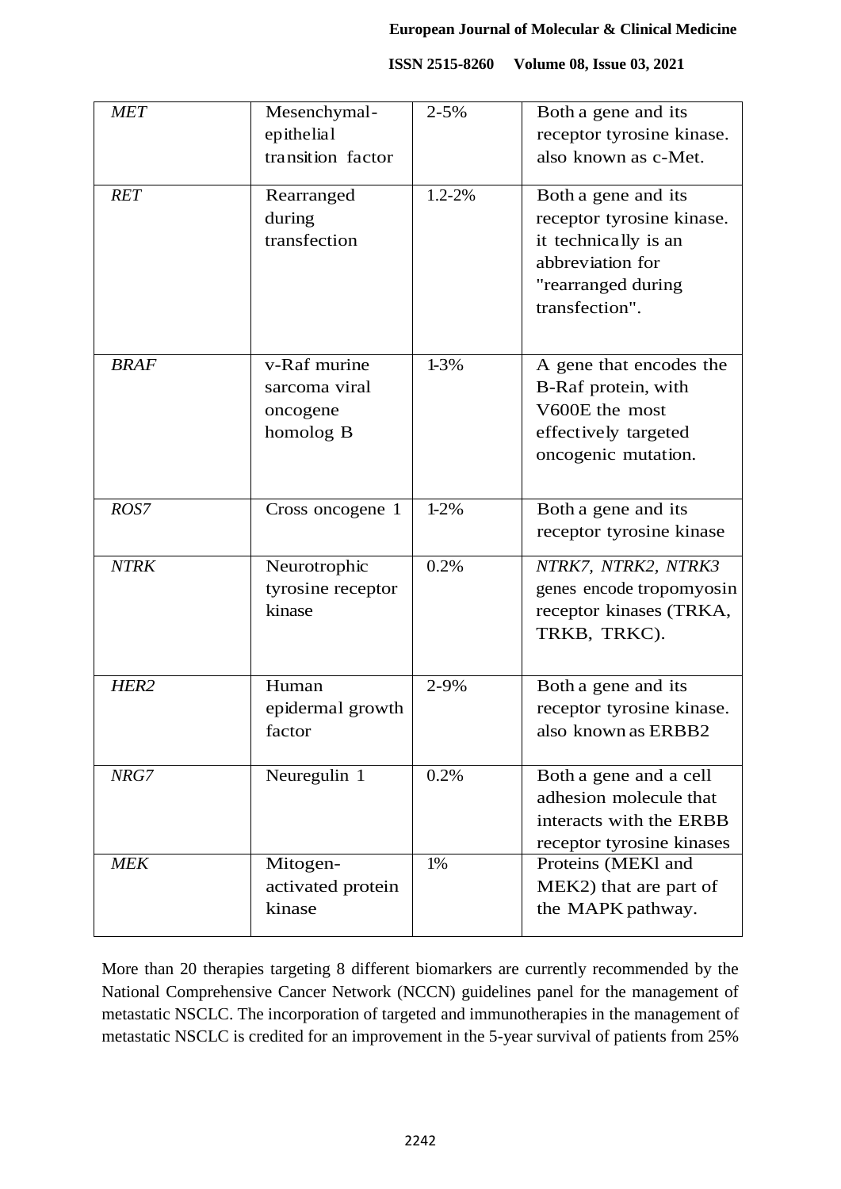| | | | |
|---|---|---|---|
| *MET* | Mesenchymal-epithelial transition factor | 2-5% | Both a gene and its receptor tyrosine kinase. also known as c-Met. |
| *RET* | Rearranged during transfection | 1.2-2% | Both a gene and its receptor tyrosine kinase. it technically is an abbreviation for "rearranged during transfection". |
| *BRAF* | v-Raf murine sarcoma viral oncogene homolog B | 1-3% | A gene that encodes the B-Raf protein, with V600E the most effectively targeted oncogenic mutation. |
| *ROS7* | Cross oncogene 1 | 1-2% | Both a gene and its receptor tyrosine kinase |
| *NTRK* | Neurotrophic tyrosine receptor kinase | 0.2% | *NTRK7, NTRK2, NTRK3* genes encode tropomyosin receptor kinases (TRKA, TRKB, TRKC). |
| *HER2* | Human epidermal growth factor | 2-9% | Both a gene and its receptor tyrosine kinase. also known as ERBB2 |
| *NRG7* | Neuregulin 1 | 0.2% | Both a gene and a cell adhesion molecule that interacts with the ERBB receptor tyrosine kinases |
| *MEK* | Mitogen-activated protein kinase | 1% | Proteins (MEKl and MEK2) that are part of the MAPK pathway. |

More than 20 therapies targeting 8 different biomarkers are currently recommended by the National Comprehensive Cancer Network (NCCN) guidelines panel for the management of metastatic NSCLC. The incorporation of targeted and immunotherapies in the management of metastatic NSCLC is credited for an improvement in the 5-year survival of patients from 25%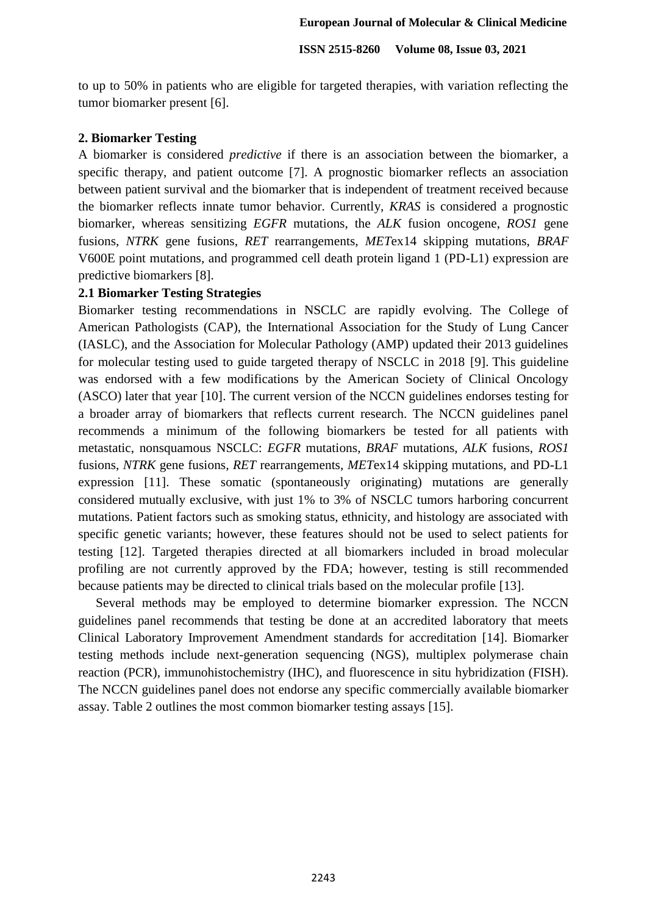to up to 50% in patients who are eligible for targeted therapies, with variation reflecting the tumor biomarker present [6].

## 2. Biomarker Testing

A biomarker is considered *predictive* if there is an association between the biomarker, a specific therapy, and patient outcome [7]. A prognostic biomarker reflects an association between patient survival and the biomarker that is independent of treatment received because the biomarker reflects innate tumor behavior. Currently, *KRAS* is considered a prognostic biomarker, whereas sensitizing *EGFR* mutations, the *ALK* fusion oncogene, *ROS1* gene fusions, *NTRK* gene fusions, *RET* rearrangements, *MET*ex14 skipping mutations, *BRAF* V600E point mutations, and programmed cell death protein ligand 1 (PD-L1) expression are predictive biomarkers [8].

### 2.1 Biomarker Testing Strategies

Biomarker testing recommendations in NSCLC are rapidly evolving. The College of American Pathologists (CAP), the International Association for the Study of Lung Cancer (IASLC), and the Association for Molecular Pathology (AMP) updated their 2013 guidelines for molecular testing used to guide targeted therapy of NSCLC in 2018 [9]. This guideline was endorsed with a few modifications by the American Society of Clinical Oncology (ASCO) later that year [10]. The current version of the NCCN guidelines endorses testing for a broader array of biomarkers that reflects current research. The NCCN guidelines panel recommends a minimum of the following biomarkers be tested for all patients with metastatic, nonsquamous NSCLC: *EGFR* mutations, *BRAF* mutations, *ALK* fusions, *ROS1* fusions, *NTRK* gene fusions, *RET* rearrangements, *MET*ex14 skipping mutations, and PD-L1 expression [11]. These somatic (spontaneously originating) mutations are generally considered mutually exclusive, with just 1% to 3% of NSCLC tumors harboring concurrent mutations. Patient factors such as smoking status, ethnicity, and histology are associated with specific genetic variants; however, these features should not be used to select patients for testing [12]. Targeted therapies directed at all biomarkers included in broad molecular profiling are not currently approved by the FDA; however, testing is still recommended because patients may be directed to clinical trials based on the molecular profile [13].

Several methods may be employed to determine biomarker expression. The NCCN guidelines panel recommends that testing be done at an accredited laboratory that meets Clinical Laboratory Improvement Amendment standards for accreditation [14]. Biomarker testing methods include next-generation sequencing (NGS), multiplex polymerase chain reaction (PCR), immunohistochemistry (IHC), and fluorescence in situ hybridization (FISH). The NCCN guidelines panel does not endorse any specific commercially available biomarker assay. Table 2 outlines the most common biomarker testing assays [15].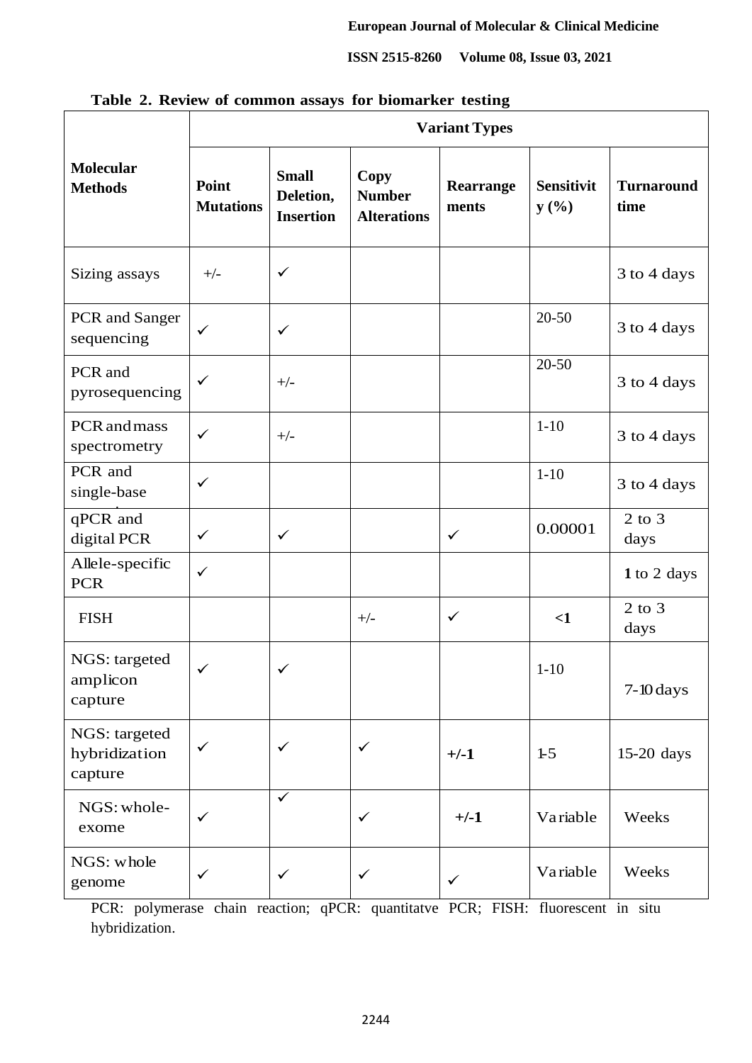**Table 2. Review of common assays for biomarker testing**

| Molecular Methods | Variant Types | | | | | |
|---|---|---|---|---|---|---|
| | Point Mutations | Small Deletion, Insertion | Copy Number Alterations | Rearrangements | Sensitivity (%) | Turnaround time |
| Sizing assays | +/- | ✓ | | | | 3 to 4 days |
| PCR and Sanger sequencing | ✓ | ✓ | | | 20-50 | 3 to 4 days |
| PCR and pyrosequencing | ✓ | +/- | | | 20-50 | 3 to 4 days |
| PCR and mass spectrometry | ✓ | +/- | | | 1-10 | 3 to 4 days |
| PCR and single-base | ✓ | | | | 1-10 | 3 to 4 days |
| qPCR and digital PCR | ✓ | ✓ | | ✓ | 0.00001 | 2 to 3 days |
| Allele-specific PCR | ✓ | | | | | **1** to 2 days |
| FISH | | | +/- | ✓ | **<1** | 2 to 3 days |
| NGS: targeted amplicon capture | ✓ | ✓ | | | 1-10 | 7-10 days |
| NGS: targeted hybridization capture | ✓ | ✓ | ✓ | **+/-1** | 1-5 | 15-20 days |
| NGS: whole-exome | ✓ | ✓ | ✓ | **+/-1** | Variable | Weeks |
| NGS: whole genome | ✓ | ✓ | ✓ | ✓ | Variable | Weeks |

PCR: polymerase chain reaction; qPCR: quantitatve PCR; FISH: fluorescent in situ hybridization.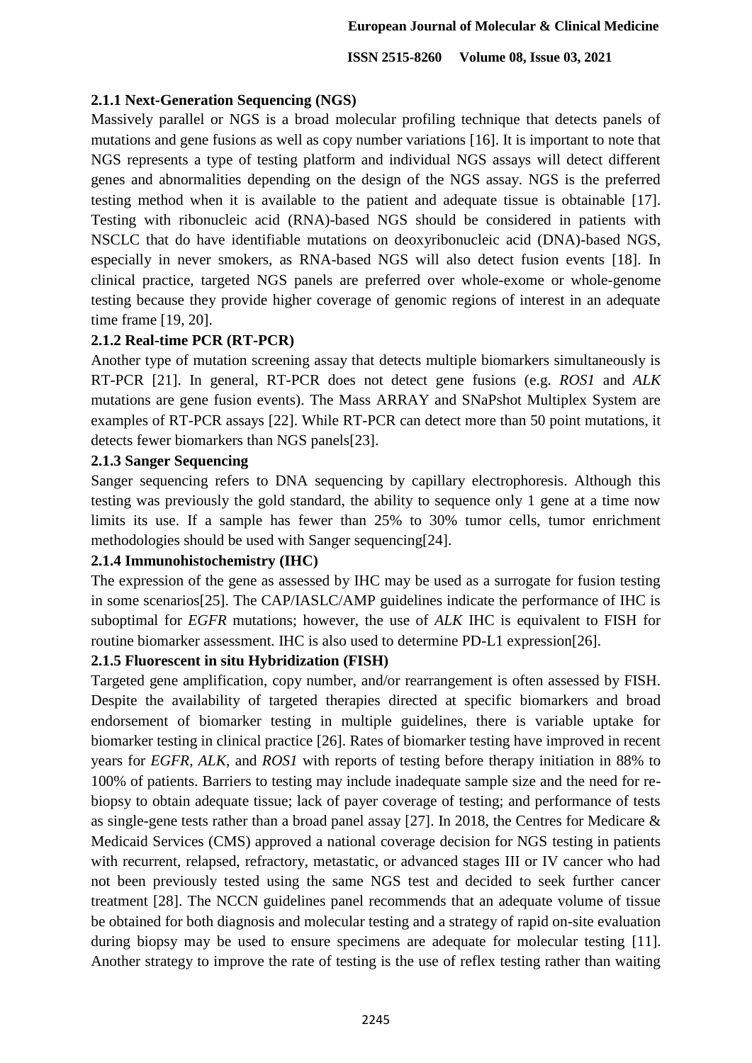#### 2.1.1 Next-Generation Sequencing (NGS)

Massively parallel or NGS is a broad molecular profiling technique that detects panels of mutations and gene fusions as well as copy number variations [16]. It is important to note that NGS represents a type of testing platform and individual NGS assays will detect different genes and abnormalities depending on the design of the NGS assay. NGS is the preferred testing method when it is available to the patient and adequate tissue is obtainable [17]. Testing with ribonucleic acid (RNA)-based NGS should be considered in patients with NSCLC that do have identifiable mutations on deoxyribonucleic acid (DNA)-based NGS, especially in never smokers, as RNA-based NGS will also detect fusion events [18]. In clinical practice, targeted NGS panels are preferred over whole-exome or whole-genome testing because they provide higher coverage of genomic regions of interest in an adequate time frame [19, 20].

#### 2.1.2 Real-time PCR (RT-PCR)

Another type of mutation screening assay that detects multiple biomarkers simultaneously is RT-PCR [21]. In general, RT-PCR does not detect gene fusions (e.g. *ROS1* and *ALK* mutations are gene fusion events). The Mass ARRAY and SNaPshot Multiplex System are examples of RT-PCR assays [22]. While RT-PCR can detect more than 50 point mutations, it detects fewer biomarkers than NGS panels[23].

#### 2.1.3 Sanger Sequencing

Sanger sequencing refers to DNA sequencing by capillary electrophoresis. Although this testing was previously the gold standard, the ability to sequence only 1 gene at a time now limits its use. If a sample has fewer than 25% to 30% tumor cells, tumor enrichment methodologies should be used with Sanger sequencing[24].

#### 2.1.4 Immunohistochemistry (IHC)

The expression of the gene as assessed by IHC may be used as a surrogate for fusion testing in some scenarios[25]. The CAP/IASLC/AMP guidelines indicate the performance of IHC is suboptimal for *EGFR* mutations; however, the use of *ALK* IHC is equivalent to FISH for routine biomarker assessment. IHC is also used to determine PD-L1 expression[26].

#### 2.1.5 Fluorescent in situ Hybridization (FISH)

Targeted gene amplification, copy number, and/or rearrangement is often assessed by FISH. Despite the availability of targeted therapies directed at specific biomarkers and broad endorsement of biomarker testing in multiple guidelines, there is variable uptake for biomarker testing in clinical practice [26]. Rates of biomarker testing have improved in recent years for *EGFR*, *ALK*, and *ROS1* with reports of testing before therapy initiation in 88% to 100% of patients. Barriers to testing may include inadequate sample size and the need for re-biopsy to obtain adequate tissue; lack of payer coverage of testing; and performance of tests as single-gene tests rather than a broad panel assay [27]. In 2018, the Centres for Medicare & Medicaid Services (CMS) approved a national coverage decision for NGS testing in patients with recurrent, relapsed, refractory, metastatic, or advanced stages III or IV cancer who had not been previously tested using the same NGS test and decided to seek further cancer treatment [28]. The NCCN guidelines panel recommends that an adequate volume of tissue be obtained for both diagnosis and molecular testing and a strategy of rapid on-site evaluation during biopsy may be used to ensure specimens are adequate for molecular testing [11]. Another strategy to improve the rate of testing is the use of reflex testing rather than waiting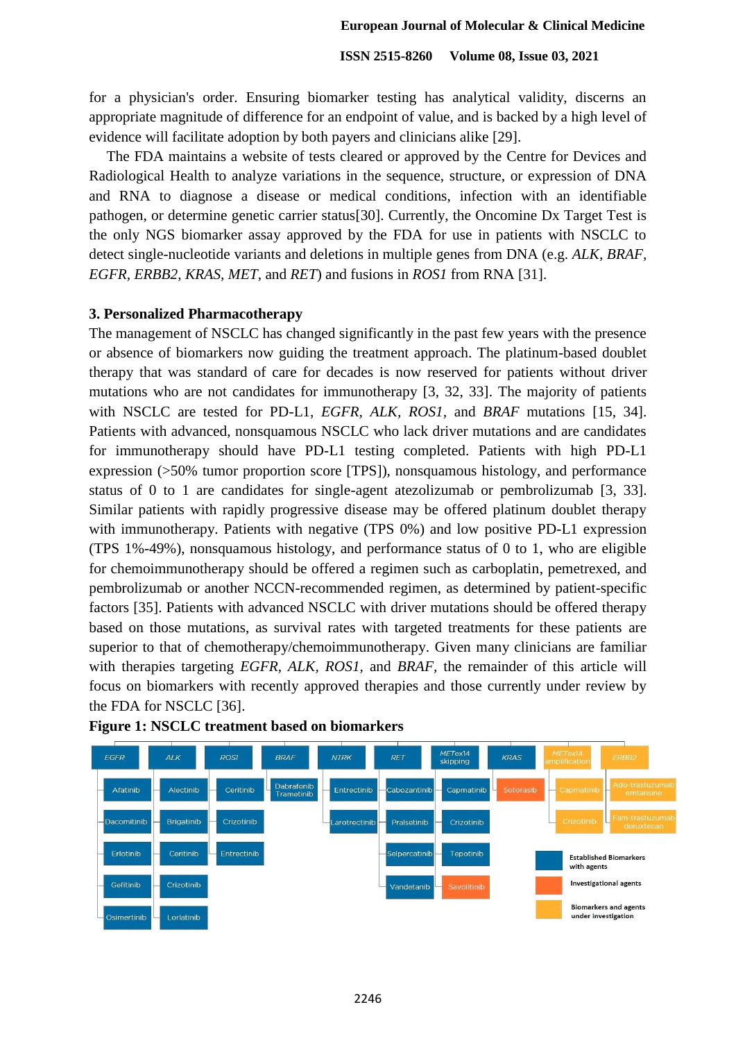for a physician's order. Ensuring biomarker testing has analytical validity, discerns an appropriate magnitude of difference for an endpoint of value, and is backed by a high level of evidence will facilitate adoption by both payers and clinicians alike [29].

The FDA maintains a website of tests cleared or approved by the Centre for Devices and Radiological Health to analyze variations in the sequence, structure, or expression of DNA and RNA to diagnose a disease or medical conditions, infection with an identifiable pathogen, or determine genetic carrier status[30]. Currently, the Oncomine Dx Target Test is the only NGS biomarker assay approved by the FDA for use in patients with NSCLC to detect single-nucleotide variants and deletions in multiple genes from DNA (e.g. *ALK*, *BRAF*, *EGFR*, *ERBB2*, *KRAS*, *MET*, and *RET*) and fusions in *ROS1* from RNA [31].

## 3. Personalized Pharmacotherapy

The management of NSCLC has changed significantly in the past few years with the presence or absence of biomarkers now guiding the treatment approach. The platinum-based doublet therapy that was standard of care for decades is now reserved for patients without driver mutations who are not candidates for immunotherapy [3, 32, 33]. The majority of patients with NSCLC are tested for PD-L1, *EGFR*, *ALK*, *ROS1*, and *BRAF* mutations [15, 34]. Patients with advanced, nonsquamous NSCLC who lack driver mutations and are candidates for immunotherapy should have PD-L1 testing completed. Patients with high PD-L1 expression (>50% tumor proportion score [TPS]), nonsquamous histology, and performance status of 0 to 1 are candidates for single-agent atezolizumab or pembrolizumab [3, 33]. Similar patients with rapidly progressive disease may be offered platinum doublet therapy with immunotherapy. Patients with negative (TPS 0%) and low positive PD-L1 expression (TPS 1%-49%), nonsquamous histology, and performance status of 0 to 1, who are eligible for chemoimmunotherapy should be offered a regimen such as carboplatin, pemetrexed, and pembrolizumab or another NCCN-recommended regimen, as determined by patient-specific factors [35]. Patients with advanced NSCLC with driver mutations should be offered therapy based on those mutations, as survival rates with targeted treatments for these patients are superior to that of chemotherapy/chemoimmunotherapy. Given many clinicians are familiar with therapies targeting *EGFR*, *ALK*, *ROS1*, and *BRAF*, the remainder of this article will focus on biomarkers with recently approved therapies and those currently under review by the FDA for NSCLC [36].

**Figure 1: NSCLC treatment based on biomarkers**

| *EGFR* | *ALK* | *ROS1* | *BRAF* | *NTRK* | *RET* | *METex14* skipping | *KRAS* | *METex14* amplification | *ERBB2* |
|---|---|---|---|---|---|---|---|---|---|
| Afatinib | Alectinib | Ceritinib | Dabrafenib Trametinib | Entrectinib | Cabozantinib | Capmatinib | Sotorasib | Capmatinib | Ado-trastuzumab emtansine |
| Dacomitinib | Brigatinib | Crizotinib | | Larotrectinib | Pralsetinib | Crizotinib | | Crizotinib | Fam-trastuzumab deruxtecan |
| Erlotinib | Ceritinib | Entrectinib | | | Selpercatinib | Tepotinib | | | |
| Gefitinib | Crizotinib | | | | Vandetanib | Savolitinib | | | |
| Osimertinib | Lorlatinib | | | | | | | | |

Legend: Established Biomarkers with agents; Investigational agents; Biomarkers and agents under investigation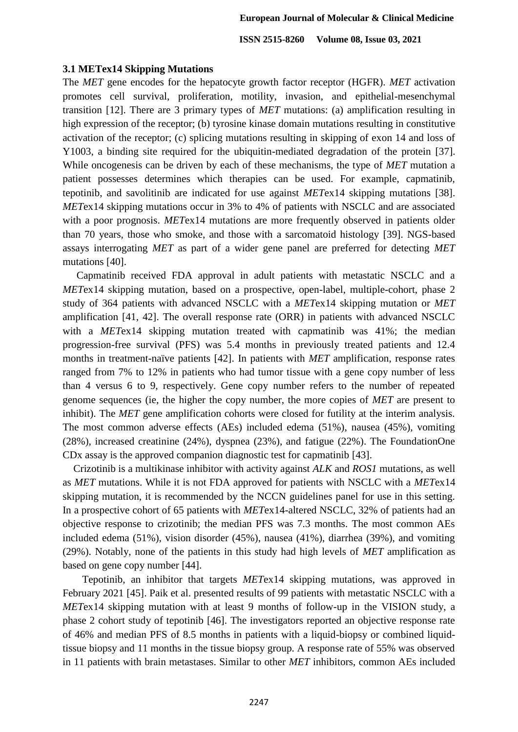### 3.1 METex14 Skipping Mutations

The *MET* gene encodes for the hepatocyte growth factor receptor (HGFR). *MET* activation promotes cell survival, proliferation, motility, invasion, and epithelial-mesenchymal transition [12]. There are 3 primary types of *MET* mutations: (a) amplification resulting in high expression of the receptor; (b) tyrosine kinase domain mutations resulting in constitutive activation of the receptor; (c) splicing mutations resulting in skipping of exon 14 and loss of Y1003, a binding site required for the ubiquitin-mediated degradation of the protein [37]. While oncogenesis can be driven by each of these mechanisms, the type of *MET* mutation a patient possesses determines which therapies can be used. For example, capmatinib, tepotinib, and savolitinib are indicated for use against *MET*ex14 skipping mutations [38]. *MET*ex14 skipping mutations occur in 3% to 4% of patients with NSCLC and are associated with a poor prognosis. *MET*ex14 mutations are more frequently observed in patients older than 70 years, those who smoke, and those with a sarcomatoid histology [39]. NGS-based assays interrogating *MET* as part of a wider gene panel are preferred for detecting *MET* mutations [40].

Capmatinib received FDA approval in adult patients with metastatic NSCLC and a *MET*ex14 skipping mutation, based on a prospective, open-label, multiple-cohort, phase 2 study of 364 patients with advanced NSCLC with a *MET*ex14 skipping mutation or *MET* amplification [41, 42]. The overall response rate (ORR) in patients with advanced NSCLC with a *MET*ex14 skipping mutation treated with capmatinib was 41%; the median progression-free survival (PFS) was 5.4 months in previously treated patients and 12.4 months in treatment-naïve patients [42]. In patients with *MET* amplification, response rates ranged from 7% to 12% in patients who had tumor tissue with a gene copy number of less than 4 versus 6 to 9, respectively. Gene copy number refers to the number of repeated genome sequences (ie, the higher the copy number, the more copies of *MET* are present to inhibit). The *MET* gene amplification cohorts were closed for futility at the interim analysis. The most common adverse effects (AEs) included edema (51%), nausea (45%), vomiting (28%), increased creatinine (24%), dyspnea (23%), and fatigue (22%). The FoundationOne CDx assay is the approved companion diagnostic test for capmatinib [43].

Crizotinib is a multikinase inhibitor with activity against *ALK* and *ROS1* mutations, as well as *MET* mutations. While it is not FDA approved for patients with NSCLC with a *MET*ex14 skipping mutation, it is recommended by the NCCN guidelines panel for use in this setting. In a prospective cohort of 65 patients with *MET*ex14-altered NSCLC, 32% of patients had an objective response to crizotinib; the median PFS was 7.3 months. The most common AEs included edema (51%), vision disorder (45%), nausea (41%), diarrhea (39%), and vomiting (29%). Notably, none of the patients in this study had high levels of *MET* amplification as based on gene copy number [44].

Tepotinib, an inhibitor that targets *MET*ex14 skipping mutations, was approved in February 2021 [45]. Paik et al. presented results of 99 patients with metastatic NSCLC with a *MET*ex14 skipping mutation with at least 9 months of follow-up in the VISION study, a phase 2 cohort study of tepotinib [46]. The investigators reported an objective response rate of 46% and median PFS of 8.5 months in patients with a liquid-biopsy or combined liquid-tissue biopsy and 11 months in the tissue biopsy group. A response rate of 55% was observed in 11 patients with brain metastases. Similar to other *MET* inhibitors, common AEs included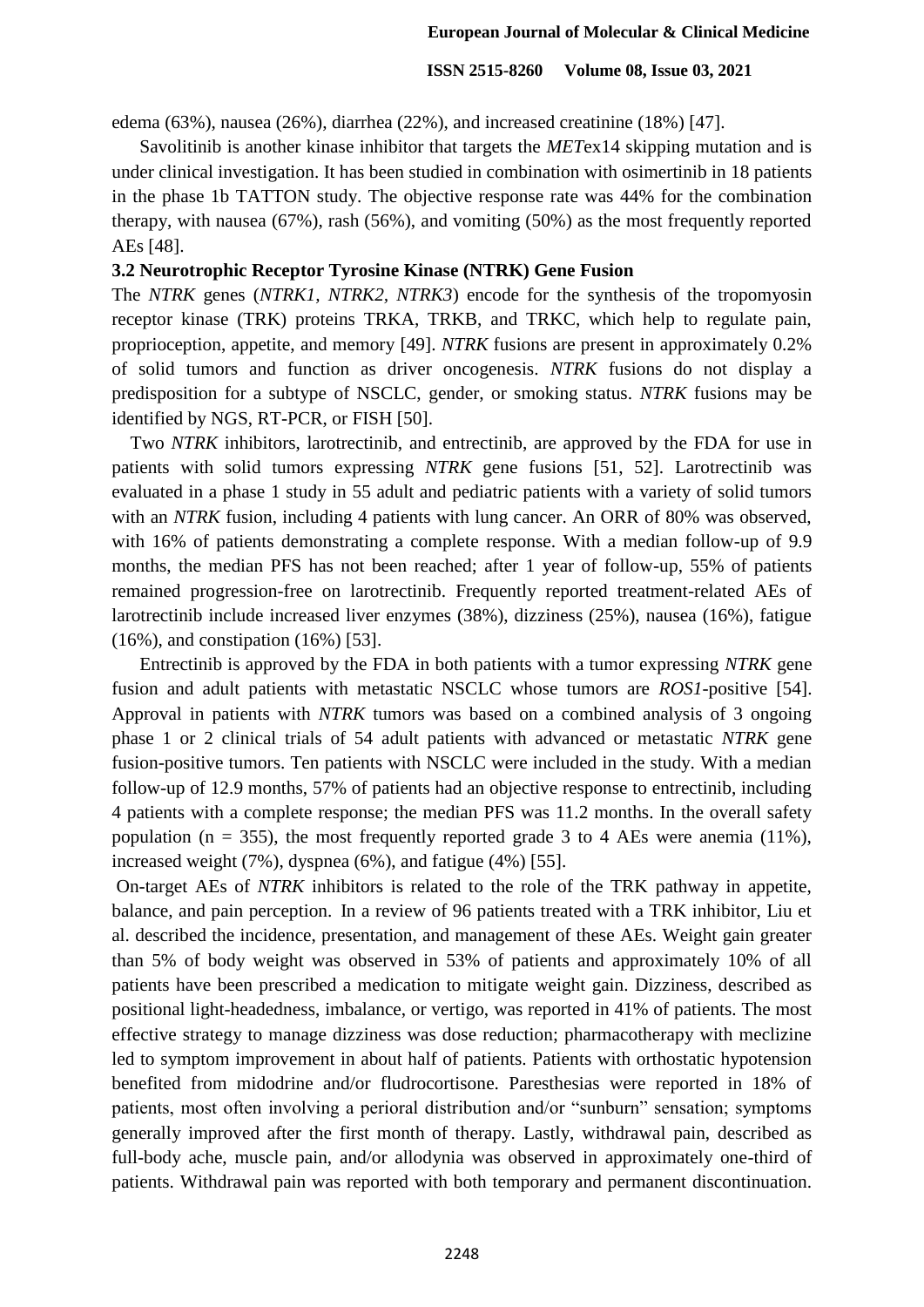edema (63%), nausea (26%), diarrhea (22%), and increased creatinine (18%) [47].

Savolitinib is another kinase inhibitor that targets the *MET*ex14 skipping mutation and is under clinical investigation. It has been studied in combination with osimertinib in 18 patients in the phase 1b TATTON study. The objective response rate was 44% for the combination therapy, with nausea (67%), rash (56%), and vomiting (50%) as the most frequently reported AEs [48].

### 3.2 Neurotrophic Receptor Tyrosine Kinase (NTRK) Gene Fusion

The *NTRK* genes (*NTRK1, NTRK2, NTRK3*) encode for the synthesis of the tropomyosin receptor kinase (TRK) proteins TRKA, TRKB, and TRKC, which help to regulate pain, proprioception, appetite, and memory [49]. *NTRK* fusions are present in approximately 0.2% of solid tumors and function as driver oncogenesis. *NTRK* fusions do not display a predisposition for a subtype of NSCLC, gender, or smoking status. *NTRK* fusions may be identified by NGS, RT-PCR, or FISH [50].

Two *NTRK* inhibitors, larotrectinib, and entrectinib, are approved by the FDA for use in patients with solid tumors expressing *NTRK* gene fusions [51, 52]. Larotrectinib was evaluated in a phase 1 study in 55 adult and pediatric patients with a variety of solid tumors with an *NTRK* fusion, including 4 patients with lung cancer. An ORR of 80% was observed, with 16% of patients demonstrating a complete response. With a median follow-up of 9.9 months, the median PFS has not been reached; after 1 year of follow-up, 55% of patients remained progression-free on larotrectinib. Frequently reported treatment-related AEs of larotrectinib include increased liver enzymes (38%), dizziness (25%), nausea (16%), fatigue (16%), and constipation (16%) [53].

Entrectinib is approved by the FDA in both patients with a tumor expressing *NTRK* gene fusion and adult patients with metastatic NSCLC whose tumors are *ROS1*-positive [54]. Approval in patients with *NTRK* tumors was based on a combined analysis of 3 ongoing phase 1 or 2 clinical trials of 54 adult patients with advanced or metastatic *NTRK* gene fusion-positive tumors. Ten patients with NSCLC were included in the study. With a median follow-up of 12.9 months, 57% of patients had an objective response to entrectinib, including 4 patients with a complete response; the median PFS was 11.2 months. In the overall safety population ($n = 355$), the most frequently reported grade 3 to 4 AEs were anemia (11%), increased weight (7%), dyspnea (6%), and fatigue (4%) [55].

On-target AEs of *NTRK* inhibitors is related to the role of the TRK pathway in appetite, balance, and pain perception. In a review of 96 patients treated with a TRK inhibitor, Liu et al. described the incidence, presentation, and management of these AEs. Weight gain greater than 5% of body weight was observed in 53% of patients and approximately 10% of all patients have been prescribed a medication to mitigate weight gain. Dizziness, described as positional light-headedness, imbalance, or vertigo, was reported in 41% of patients. The most effective strategy to manage dizziness was dose reduction; pharmacotherapy with meclizine led to symptom improvement in about half of patients. Patients with orthostatic hypotension benefited from midodrine and/or fludrocortisone. Paresthesias were reported in 18% of patients, most often involving a perioral distribution and/or "sunburn" sensation; symptoms generally improved after the first month of therapy. Lastly, withdrawal pain, described as full-body ache, muscle pain, and/or allodynia was observed in approximately one-third of patients. Withdrawal pain was reported with both temporary and permanent discontinuation.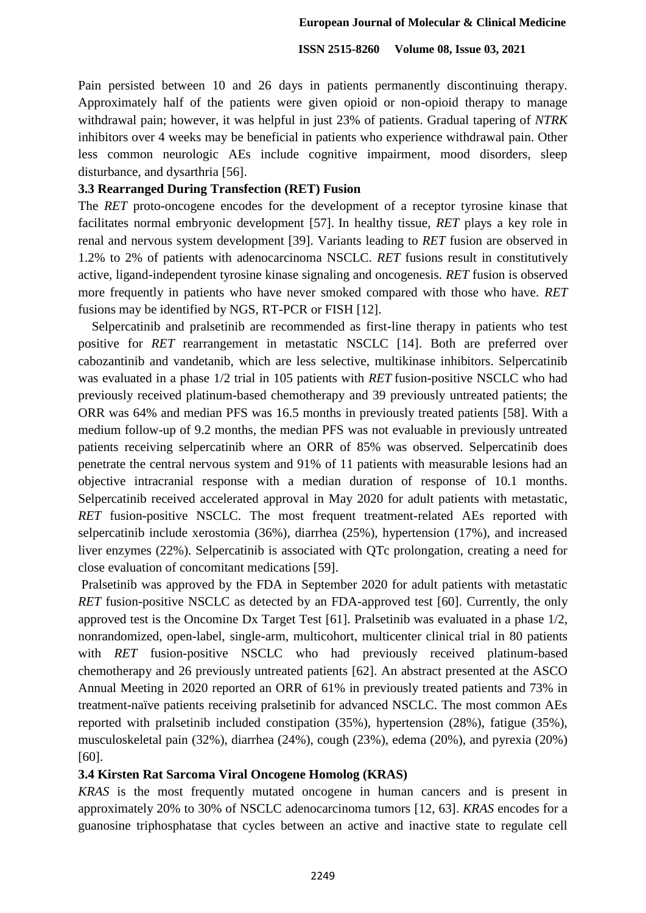Pain persisted between 10 and 26 days in patients permanently discontinuing therapy. Approximately half of the patients were given opioid or non-opioid therapy to manage withdrawal pain; however, it was helpful in just 23% of patients. Gradual tapering of *NTRK* inhibitors over 4 weeks may be beneficial in patients who experience withdrawal pain. Other less common neurologic AEs include cognitive impairment, mood disorders, sleep disturbance, and dysarthria [56].

### 3.3 Rearranged During Transfection (RET) Fusion

The *RET* proto-oncogene encodes for the development of a receptor tyrosine kinase that facilitates normal embryonic development [57]. In healthy tissue, *RET* plays a key role in renal and nervous system development [39]. Variants leading to *RET* fusion are observed in 1.2% to 2% of patients with adenocarcinoma NSCLC. *RET* fusions result in constitutively active, ligand-independent tyrosine kinase signaling and oncogenesis. *RET* fusion is observed more frequently in patients who have never smoked compared with those who have. *RET* fusions may be identified by NGS, RT-PCR or FISH [12].

Selpercatinib and pralsetinib are recommended as first-line therapy in patients who test positive for *RET* rearrangement in metastatic NSCLC [14]. Both are preferred over cabozantinib and vandetanib, which are less selective, multikinase inhibitors. Selpercatinib was evaluated in a phase 1/2 trial in 105 patients with *RET* fusion-positive NSCLC who had previously received platinum-based chemotherapy and 39 previously untreated patients; the ORR was 64% and median PFS was 16.5 months in previously treated patients [58]. With a medium follow-up of 9.2 months, the median PFS was not evaluable in previously untreated patients receiving selpercatinib where an ORR of 85% was observed. Selpercatinib does penetrate the central nervous system and 91% of 11 patients with measurable lesions had an objective intracranial response with a median duration of response of 10.1 months. Selpercatinib received accelerated approval in May 2020 for adult patients with metastatic, *RET* fusion-positive NSCLC. The most frequent treatment-related AEs reported with selpercatinib include xerostomia (36%), diarrhea (25%), hypertension (17%), and increased liver enzymes (22%). Selpercatinib is associated with QTc prolongation, creating a need for close evaluation of concomitant medications [59].

Pralsetinib was approved by the FDA in September 2020 for adult patients with metastatic *RET* fusion-positive NSCLC as detected by an FDA-approved test [60]. Currently, the only approved test is the Oncomine Dx Target Test [61]. Pralsetinib was evaluated in a phase 1/2, nonrandomized, open-label, single-arm, multicohort, multicenter clinical trial in 80 patients with *RET* fusion-positive NSCLC who had previously received platinum-based chemotherapy and 26 previously untreated patients [62]. An abstract presented at the ASCO Annual Meeting in 2020 reported an ORR of 61% in previously treated patients and 73% in treatment-naïve patients receiving pralsetinib for advanced NSCLC. The most common AEs reported with pralsetinib included constipation (35%), hypertension (28%), fatigue (35%), musculoskeletal pain (32%), diarrhea (24%), cough (23%), edema (20%), and pyrexia (20%) [60].

### 3.4 Kirsten Rat Sarcoma Viral Oncogene Homolog (KRAS)

*KRAS* is the most frequently mutated oncogene in human cancers and is present in approximately 20% to 30% of NSCLC adenocarcinoma tumors [12, 63]. *KRAS* encodes for a guanosine triphosphatase that cycles between an active and inactive state to regulate cell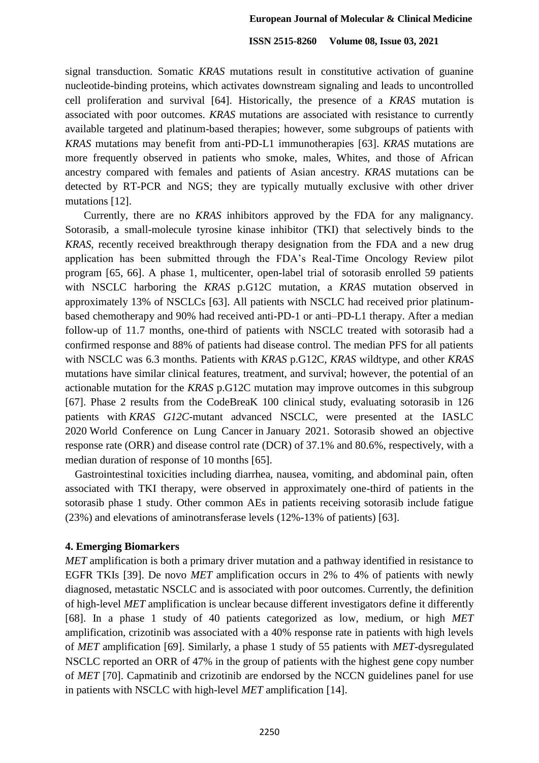signal transduction. Somatic *KRAS* mutations result in constitutive activation of guanine nucleotide-binding proteins, which activates downstream signaling and leads to uncontrolled cell proliferation and survival [64]. Historically, the presence of a *KRAS* mutation is associated with poor outcomes. *KRAS* mutations are associated with resistance to currently available targeted and platinum-based therapies; however, some subgroups of patients with *KRAS* mutations may benefit from anti-PD-L1 immunotherapies [63]. *KRAS* mutations are more frequently observed in patients who smoke, males, Whites, and those of African ancestry compared with females and patients of Asian ancestry. *KRAS* mutations can be detected by RT-PCR and NGS; they are typically mutually exclusive with other driver mutations [12].

Currently, there are no *KRAS* inhibitors approved by the FDA for any malignancy. Sotorasib, a small-molecule tyrosine kinase inhibitor (TKI) that selectively binds to the *KRAS*, recently received breakthrough therapy designation from the FDA and a new drug application has been submitted through the FDA's Real-Time Oncology Review pilot program [65, 66]. A phase 1, multicenter, open-label trial of sotorasib enrolled 59 patients with NSCLC harboring the *KRAS* p.G12C mutation, a *KRAS* mutation observed in approximately 13% of NSCLCs [63]. All patients with NSCLC had received prior platinum-based chemotherapy and 90% had received anti-PD-1 or anti–PD-L1 therapy. After a median follow-up of 11.7 months, one-third of patients with NSCLC treated with sotorasib had a confirmed response and 88% of patients had disease control. The median PFS for all patients with NSCLC was 6.3 months. Patients with *KRAS* p.G12C, *KRAS* wildtype, and other *KRAS* mutations have similar clinical features, treatment, and survival; however, the potential of an actionable mutation for the *KRAS* p.G12C mutation may improve outcomes in this subgroup [67]. Phase 2 results from the CodeBreaK 100 clinical study, evaluating sotorasib in 126 patients with *KRAS G12C*-mutant advanced NSCLC, were presented at the IASLC 2020 World Conference on Lung Cancer in January 2021. Sotorasib showed an objective response rate (ORR) and disease control rate (DCR) of 37.1% and 80.6%, respectively, with a median duration of response of 10 months [65].

Gastrointestinal toxicities including diarrhea, nausea, vomiting, and abdominal pain, often associated with TKI therapy, were observed in approximately one-third of patients in the sotorasib phase 1 study. Other common AEs in patients receiving sotorasib include fatigue (23%) and elevations of aminotransferase levels (12%-13% of patients) [63].

## 4. Emerging Biomarkers

*MET* amplification is both a primary driver mutation and a pathway identified in resistance to EGFR TKIs [39]. De novo *MET* amplification occurs in 2% to 4% of patients with newly diagnosed, metastatic NSCLC and is associated with poor outcomes. Currently, the definition of high-level *MET* amplification is unclear because different investigators define it differently [68]. In a phase 1 study of 40 patients categorized as low, medium, or high *MET* amplification, crizotinib was associated with a 40% response rate in patients with high levels of *MET* amplification [69]. Similarly, a phase 1 study of 55 patients with *MET*-dysregulated NSCLC reported an ORR of 47% in the group of patients with the highest gene copy number of *MET* [70]. Capmatinib and crizotinib are endorsed by the NCCN guidelines panel for use in patients with NSCLC with high-level *MET* amplification [14].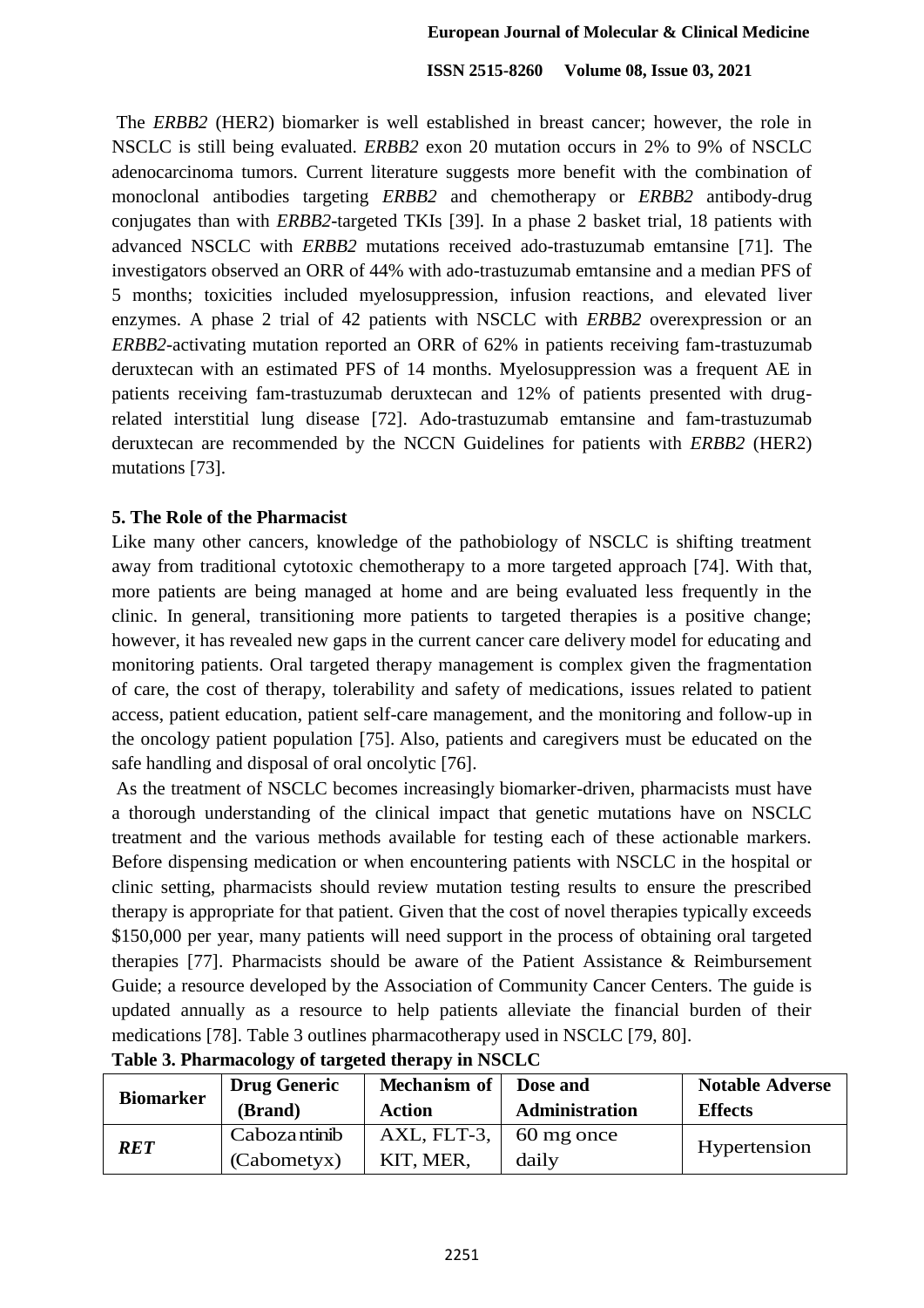The *ERBB2* (HER2) biomarker is well established in breast cancer; however, the role in NSCLC is still being evaluated. *ERBB2* exon 20 mutation occurs in 2% to 9% of NSCLC adenocarcinoma tumors. Current literature suggests more benefit with the combination of monoclonal antibodies targeting *ERBB2* and chemotherapy or *ERBB2* antibody-drug conjugates than with *ERBB2*-targeted TKIs [39]. In a phase 2 basket trial, 18 patients with advanced NSCLC with *ERBB2* mutations received ado-trastuzumab emtansine [71]. The investigators observed an ORR of 44% with ado-trastuzumab emtansine and a median PFS of 5 months; toxicities included myelosuppression, infusion reactions, and elevated liver enzymes. A phase 2 trial of 42 patients with NSCLC with *ERBB2* overexpression or an *ERBB2*-activating mutation reported an ORR of 62% in patients receiving fam-trastuzumab deruxtecan with an estimated PFS of 14 months. Myelosuppression was a frequent AE in patients receiving fam-trastuzumab deruxtecan and 12% of patients presented with drug-related interstitial lung disease [72]. Ado-trastuzumab emtansine and fam-trastuzumab deruxtecan are recommended by the NCCN Guidelines for patients with *ERBB2* (HER2) mutations [73].

## 5. The Role of the Pharmacist

Like many other cancers, knowledge of the pathobiology of NSCLC is shifting treatment away from traditional cytotoxic chemotherapy to a more targeted approach [74]. With that, more patients are being managed at home and are being evaluated less frequently in the clinic. In general, transitioning more patients to targeted therapies is a positive change; however, it has revealed new gaps in the current cancer care delivery model for educating and monitoring patients. Oral targeted therapy management is complex given the fragmentation of care, the cost of therapy, tolerability and safety of medications, issues related to patient access, patient education, patient self-care management, and the monitoring and follow-up in the oncology patient population [75]. Also, patients and caregivers must be educated on the safe handling and disposal of oral oncolytic [76].

As the treatment of NSCLC becomes increasingly biomarker-driven, pharmacists must have a thorough understanding of the clinical impact that genetic mutations have on NSCLC treatment and the various methods available for testing each of these actionable markers. Before dispensing medication or when encountering patients with NSCLC in the hospital or clinic setting, pharmacists should review mutation testing results to ensure the prescribed therapy is appropriate for that patient. Given that the cost of novel therapies typically exceeds $150,000 per year, many patients will need support in the process of obtaining oral targeted therapies [77]. Pharmacists should be aware of the Patient Assistance & Reimbursement Guide; a resource developed by the Association of Community Cancer Centers. The guide is updated annually as a resource to help patients alleviate the financial burden of their medications [78]. Table 3 outlines pharmacotherapy used in NSCLC [79, 80].

**Table 3. Pharmacology of targeted therapy in NSCLC**

| Biomarker | Drug Generic (Brand) | Mechanism of Action | Dose and Administration | Notable Adverse Effects |
|---|---|---|---|---|
| ***RET*** | Cabozantinib (Cabometyx) | AXL, FLT-3, KIT, MER, | 60 mg once daily | Hypertension |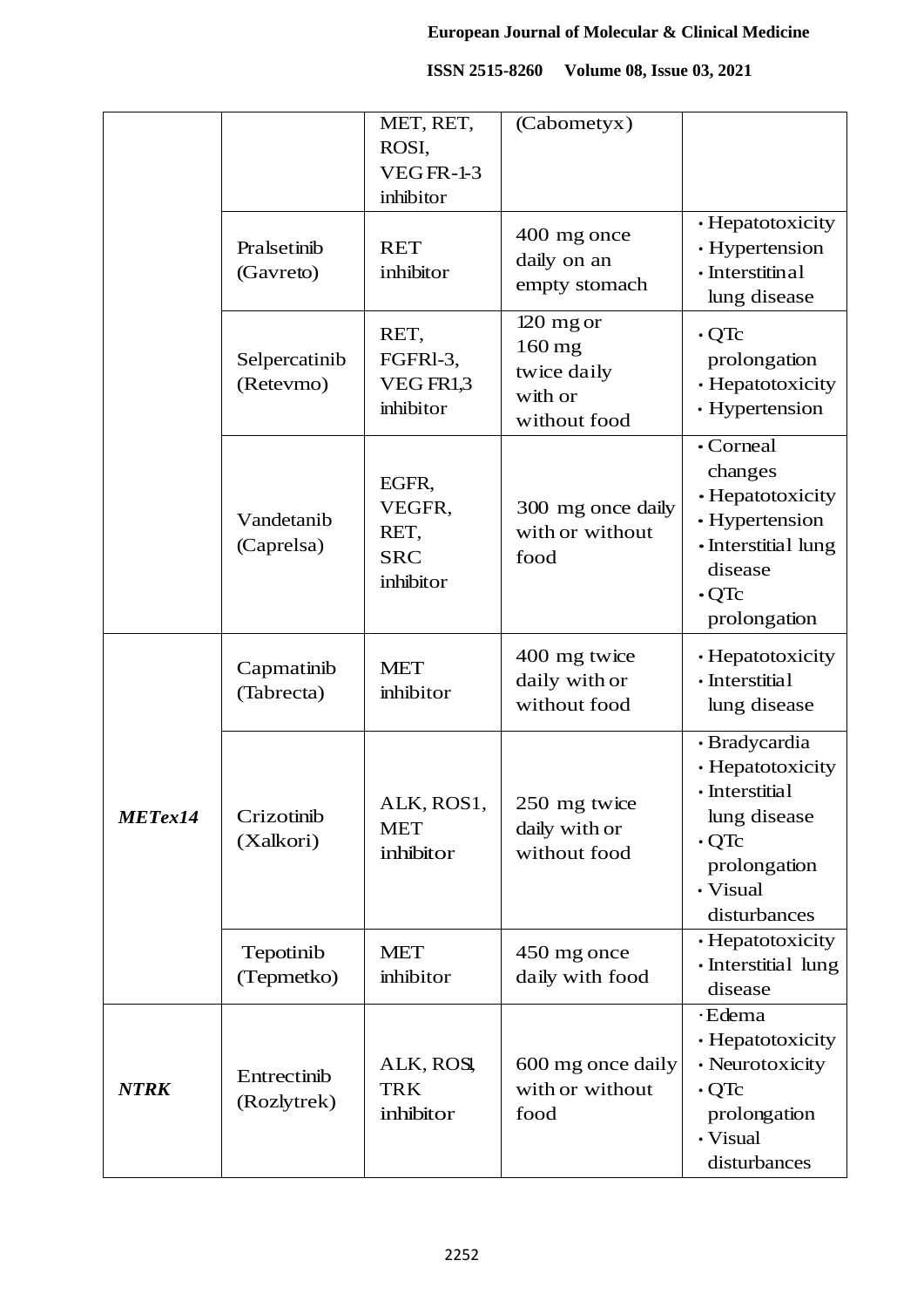| | | MET, RET, ROSI, VEG FR-1-3 inhibitor | (Cabometyx) | |
|---|---|---|---|---|
| | Pralsetinib (Gavreto) | RET inhibitor | 400 mg once daily on an empty stomach | • Hepatotoxicity<br>• Hypertension<br>• Interstitinal lung disease |
| | Selpercatinib (Retevmo) | RET, FGFRl-3, VEG FR1,3 inhibitor | 120 mg or 160 mg twice daily with or without food | • QTc prolongation<br>• Hepatotoxicity<br>• Hypertension |
| | Vandetanib (Caprelsa) | EGFR, VEGFR, RET, SRC inhibitor | 300 mg once daily with or without food | • Corneal changes<br>• Hepatotoxicity<br>• Hypertension<br>• Interstitial lung disease<br>• QTc prolongation |
| ***METex14*** | Capmatinib (Tabrecta) | MET inhibitor | 400 mg twice daily with or without food | • Hepatotoxicity<br>• Interstitial lung disease |
| | Crizotinib (Xalkori) | ALK, ROS1, MET inhibitor | 250 mg twice daily with or without food | • Bradycardia<br>• Hepatotoxicity<br>• Interstitial lung disease<br>• QTc prolongation<br>• Visual disturbances |
| | Tepotinib (Tepmetko) | MET inhibitor | 450 mg once daily with food | • Hepatotoxicity<br>• Interstitial lung disease |
| ***NTRK*** | Entrectinib (Rozlytrek) | ALK, ROS1, TRK inhibitor | 600 mg once daily with or without food | • Edema<br>• Hepatotoxicity<br>• Neurotoxicity<br>• QTc prolongation<br>• Visual disturbances |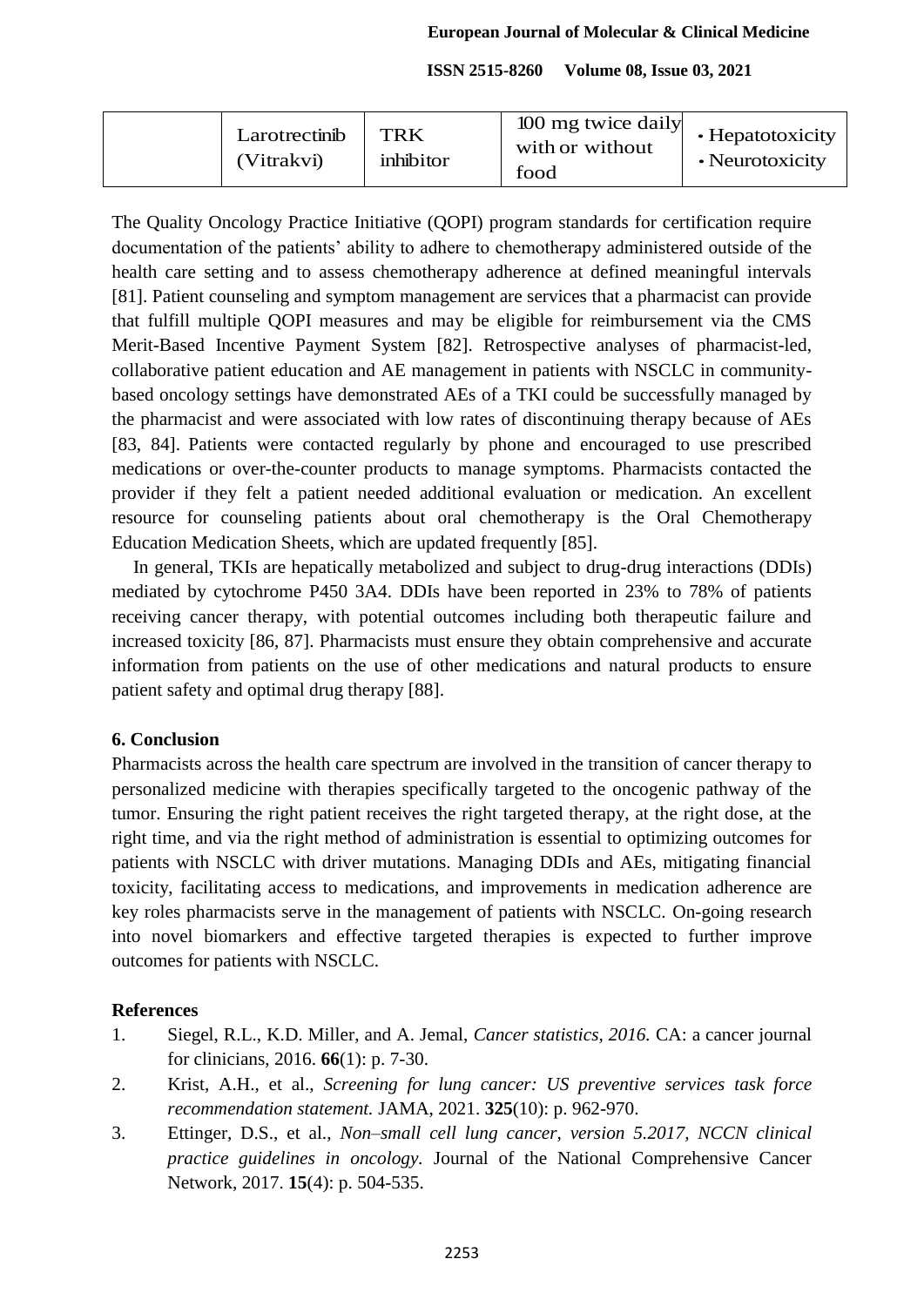| | Larotrectinib (Vitrakvi) | TRK inhibitor | 100 mg twice daily with or without food | • Hepatotoxicity<br>• Neurotoxicity |
|---|---|---|---|---|

The Quality Oncology Practice Initiative (QOPI) program standards for certification require documentation of the patients' ability to adhere to chemotherapy administered outside of the health care setting and to assess chemotherapy adherence at defined meaningful intervals [81]. Patient counseling and symptom management are services that a pharmacist can provide that fulfill multiple QOPI measures and may be eligible for reimbursement via the CMS Merit-Based Incentive Payment System [82]. Retrospective analyses of pharmacist-led, collaborative patient education and AE management in patients with NSCLC in community-based oncology settings have demonstrated AEs of a TKI could be successfully managed by the pharmacist and were associated with low rates of discontinuing therapy because of AEs [83, 84]. Patients were contacted regularly by phone and encouraged to use prescribed medications or over-the-counter products to manage symptoms. Pharmacists contacted the provider if they felt a patient needed additional evaluation or medication. An excellent resource for counseling patients about oral chemotherapy is the Oral Chemotherapy Education Medication Sheets, which are updated frequently [85].

In general, TKIs are hepatically metabolized and subject to drug-drug interactions (DDIs) mediated by cytochrome P450 3A4. DDIs have been reported in 23% to 78% of patients receiving cancer therapy, with potential outcomes including both therapeutic failure and increased toxicity [86, 87]. Pharmacists must ensure they obtain comprehensive and accurate information from patients on the use of other medications and natural products to ensure patient safety and optimal drug therapy [88].

## 6. Conclusion

Pharmacists across the health care spectrum are involved in the transition of cancer therapy to personalized medicine with therapies specifically targeted to the oncogenic pathway of the tumor. Ensuring the right patient receives the right targeted therapy, at the right dose, at the right time, and via the right method of administration is essential to optimizing outcomes for patients with NSCLC with driver mutations. Managing DDIs and AEs, mitigating financial toxicity, facilitating access to medications, and improvements in medication adherence are key roles pharmacists serve in the management of patients with NSCLC. On-going research into novel biomarkers and effective targeted therapies is expected to further improve outcomes for patients with NSCLC.

## References

1. Siegel, R.L., K.D. Miller, and A. Jemal, *Cancer statistics, 2016.* CA: a cancer journal for clinicians, 2016. **66**(1): p. 7-30.
2. Krist, A.H., et al., *Screening for lung cancer: US preventive services task force recommendation statement.* JAMA, 2021. **325**(10): p. 962-970.
3. Ettinger, D.S., et al., *Non–small cell lung cancer, version 5.2017, NCCN clinical practice guidelines in oncology.* Journal of the National Comprehensive Cancer Network, 2017. **15**(4): p. 504-535.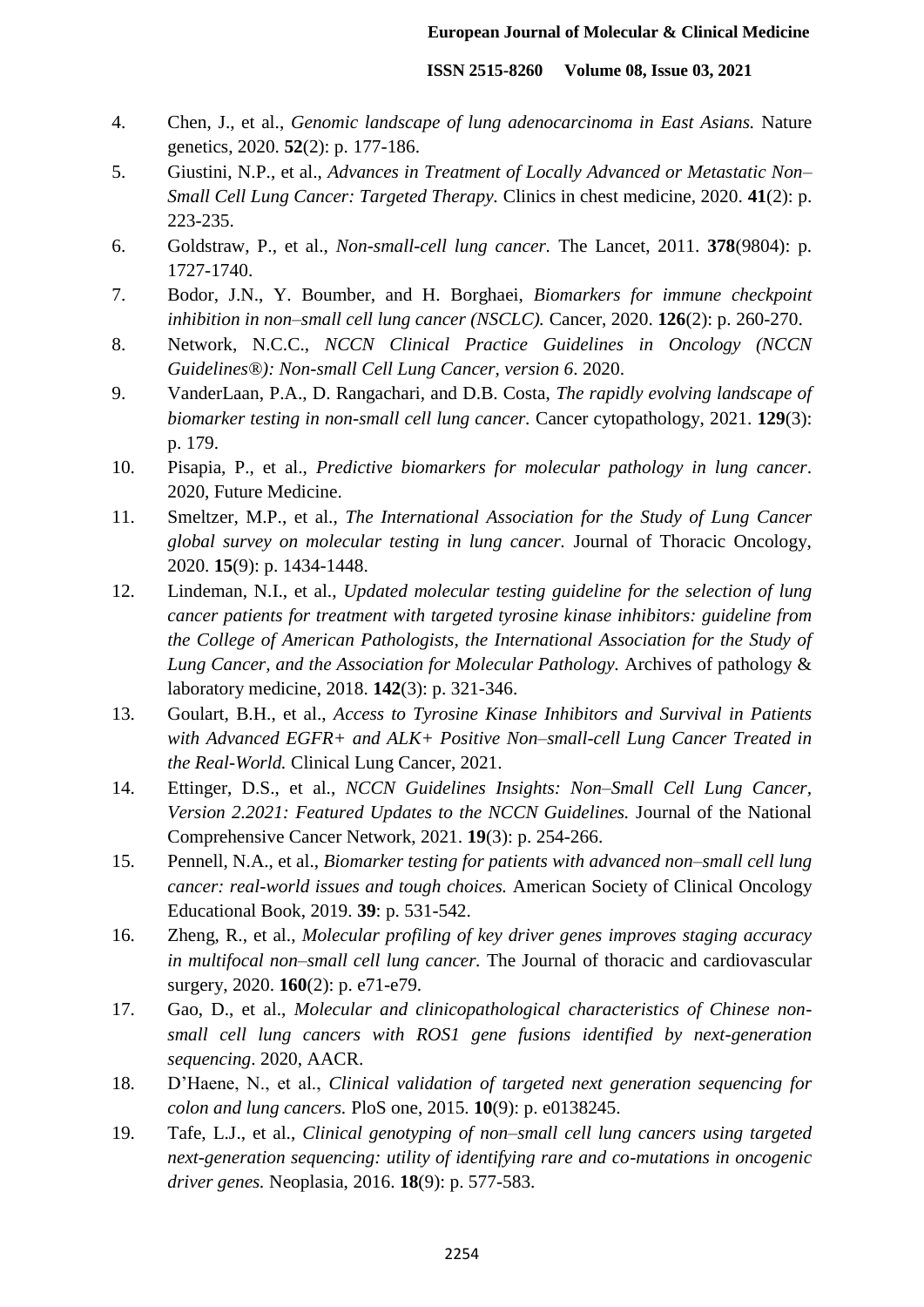4. Chen, J., et al., *Genomic landscape of lung adenocarcinoma in East Asians.* Nature genetics, 2020. **52**(2): p. 177-186.
5. Giustini, N.P., et al., *Advances in Treatment of Locally Advanced or Metastatic Non–Small Cell Lung Cancer: Targeted Therapy.* Clinics in chest medicine, 2020. **41**(2): p. 223-235.
6. Goldstraw, P., et al., *Non-small-cell lung cancer.* The Lancet, 2011. **378**(9804): p. 1727-1740.
7. Bodor, J.N., Y. Boumber, and H. Borghaei, *Biomarkers for immune checkpoint inhibition in non–small cell lung cancer (NSCLC).* Cancer, 2020. **126**(2): p. 260-270.
8. Network, N.C.C., *NCCN Clinical Practice Guidelines in Oncology (NCCN Guidelines®): Non-small Cell Lung Cancer, version 6*. 2020.
9. VanderLaan, P.A., D. Rangachari, and D.B. Costa, *The rapidly evolving landscape of biomarker testing in non-small cell lung cancer.* Cancer cytopathology, 2021. **129**(3): p. 179.
10. Pisapia, P., et al., *Predictive biomarkers for molecular pathology in lung cancer*. 2020, Future Medicine.
11. Smeltzer, M.P., et al., *The International Association for the Study of Lung Cancer global survey on molecular testing in lung cancer.* Journal of Thoracic Oncology, 2020. **15**(9): p. 1434-1448.
12. Lindeman, N.I., et al., *Updated molecular testing guideline for the selection of lung cancer patients for treatment with targeted tyrosine kinase inhibitors: guideline from the College of American Pathologists, the International Association for the Study of Lung Cancer, and the Association for Molecular Pathology.* Archives of pathology & laboratory medicine, 2018. **142**(3): p. 321-346.
13. Goulart, B.H., et al., *Access to Tyrosine Kinase Inhibitors and Survival in Patients with Advanced EGFR+ and ALK+ Positive Non–small-cell Lung Cancer Treated in the Real-World.* Clinical Lung Cancer, 2021.
14. Ettinger, D.S., et al., *NCCN Guidelines Insights: Non–Small Cell Lung Cancer, Version 2.2021: Featured Updates to the NCCN Guidelines.* Journal of the National Comprehensive Cancer Network, 2021. **19**(3): p. 254-266.
15. Pennell, N.A., et al., *Biomarker testing for patients with advanced non–small cell lung cancer: real-world issues and tough choices.* American Society of Clinical Oncology Educational Book, 2019. **39**: p. 531-542.
16. Zheng, R., et al., *Molecular profiling of key driver genes improves staging accuracy in multifocal non–small cell lung cancer.* The Journal of thoracic and cardiovascular surgery, 2020. **160**(2): p. e71-e79.
17. Gao, D., et al., *Molecular and clinicopathological characteristics of Chinese non-small cell lung cancers with ROS1 gene fusions identified by next-generation sequencing*. 2020, AACR.
18. D'Haene, N., et al., *Clinical validation of targeted next generation sequencing for colon and lung cancers.* PloS one, 2015. **10**(9): p. e0138245.
19. Tafe, L.J., et al., *Clinical genotyping of non–small cell lung cancers using targeted next-generation sequencing: utility of identifying rare and co-mutations in oncogenic driver genes.* Neoplasia, 2016. **18**(9): p. 577-583.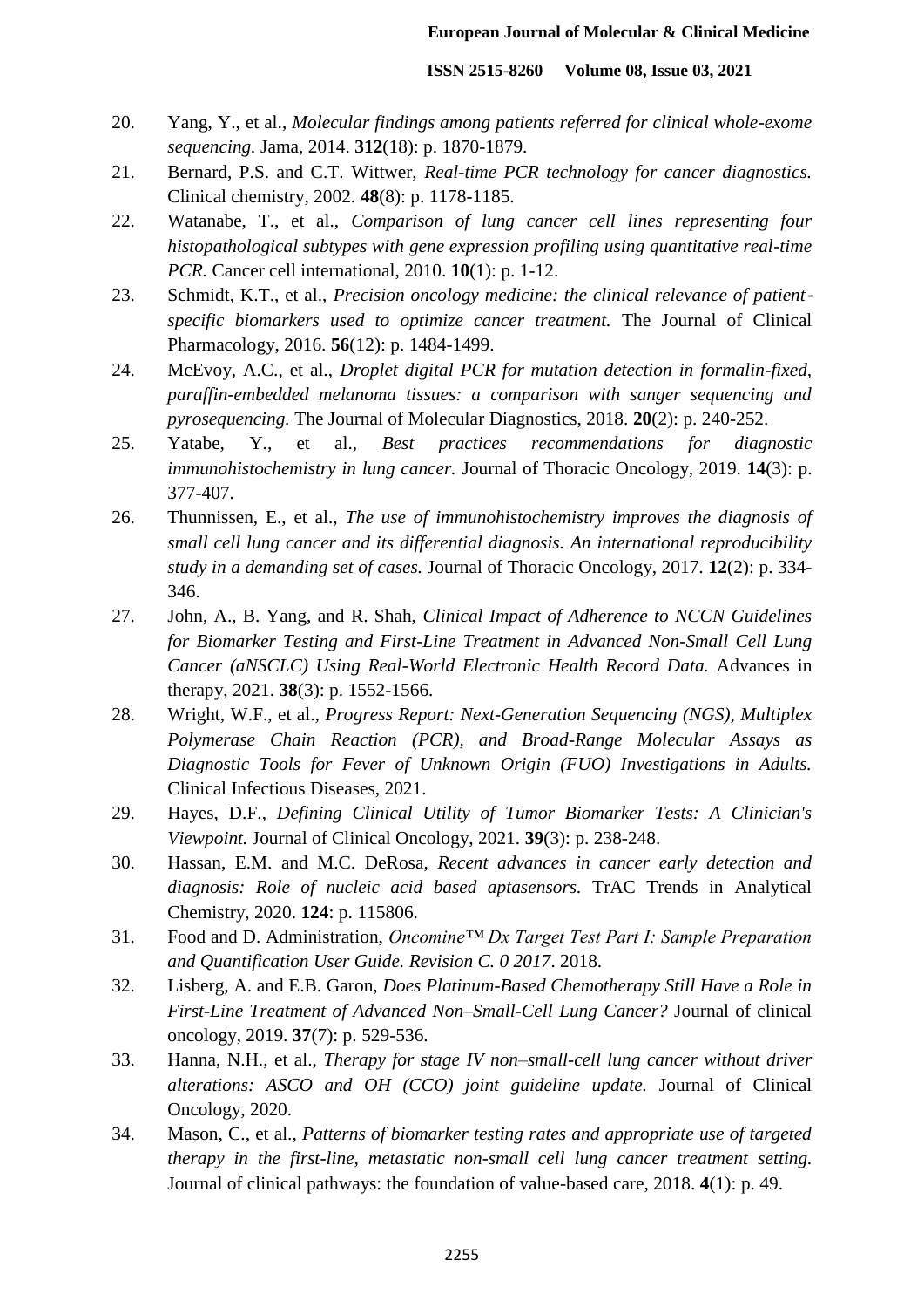20. Yang, Y., et al., *Molecular findings among patients referred for clinical whole-exome sequencing.* Jama, 2014. **312**(18): p. 1870-1879.
21. Bernard, P.S. and C.T. Wittwer, *Real-time PCR technology for cancer diagnostics.* Clinical chemistry, 2002. **48**(8): p. 1178-1185.
22. Watanabe, T., et al., *Comparison of lung cancer cell lines representing four histopathological subtypes with gene expression profiling using quantitative real-time PCR.* Cancer cell international, 2010. **10**(1): p. 1-12.
23. Schmidt, K.T., et al., *Precision oncology medicine: the clinical relevance of patient‐specific biomarkers used to optimize cancer treatment.* The Journal of Clinical Pharmacology, 2016. **56**(12): p. 1484-1499.
24. McEvoy, A.C., et al., *Droplet digital PCR for mutation detection in formalin-fixed, paraffin-embedded melanoma tissues: a comparison with sanger sequencing and pyrosequencing.* The Journal of Molecular Diagnostics, 2018. **20**(2): p. 240-252.
25. Yatabe, Y., et al., *Best practices recommendations for diagnostic immunohistochemistry in lung cancer.* Journal of Thoracic Oncology, 2019. **14**(3): p. 377-407.
26. Thunnissen, E., et al., *The use of immunohistochemistry improves the diagnosis of small cell lung cancer and its differential diagnosis. An international reproducibility study in a demanding set of cases.* Journal of Thoracic Oncology, 2017. **12**(2): p. 334-346.
27. John, A., B. Yang, and R. Shah, *Clinical Impact of Adherence to NCCN Guidelines for Biomarker Testing and First-Line Treatment in Advanced Non-Small Cell Lung Cancer (aNSCLC) Using Real-World Electronic Health Record Data.* Advances in therapy, 2021. **38**(3): p. 1552-1566.
28. Wright, W.F., et al., *Progress Report: Next-Generation Sequencing (NGS), Multiplex Polymerase Chain Reaction (PCR), and Broad-Range Molecular Assays as Diagnostic Tools for Fever of Unknown Origin (FUO) Investigations in Adults.* Clinical Infectious Diseases, 2021.
29. Hayes, D.F., *Defining Clinical Utility of Tumor Biomarker Tests: A Clinician's Viewpoint.* Journal of Clinical Oncology, 2021. **39**(3): p. 238-248.
30. Hassan, E.M. and M.C. DeRosa, *Recent advances in cancer early detection and diagnosis: Role of nucleic acid based aptasensors.* TrAC Trends in Analytical Chemistry, 2020. **124**: p. 115806.
31. Food and D. Administration, *Oncomine™ Dx Target Test Part I: Sample Preparation and Quantification User Guide. Revision C. 0 2017*. 2018.
32. Lisberg, A. and E.B. Garon, *Does Platinum-Based Chemotherapy Still Have a Role in First-Line Treatment of Advanced Non–Small-Cell Lung Cancer?* Journal of clinical oncology, 2019. **37**(7): p. 529-536.
33. Hanna, N.H., et al., *Therapy for stage IV non–small-cell lung cancer without driver alterations: ASCO and OH (CCO) joint guideline update.* Journal of Clinical Oncology, 2020.
34. Mason, C., et al., *Patterns of biomarker testing rates and appropriate use of targeted therapy in the first-line, metastatic non-small cell lung cancer treatment setting.* Journal of clinical pathways: the foundation of value-based care, 2018. **4**(1): p. 49.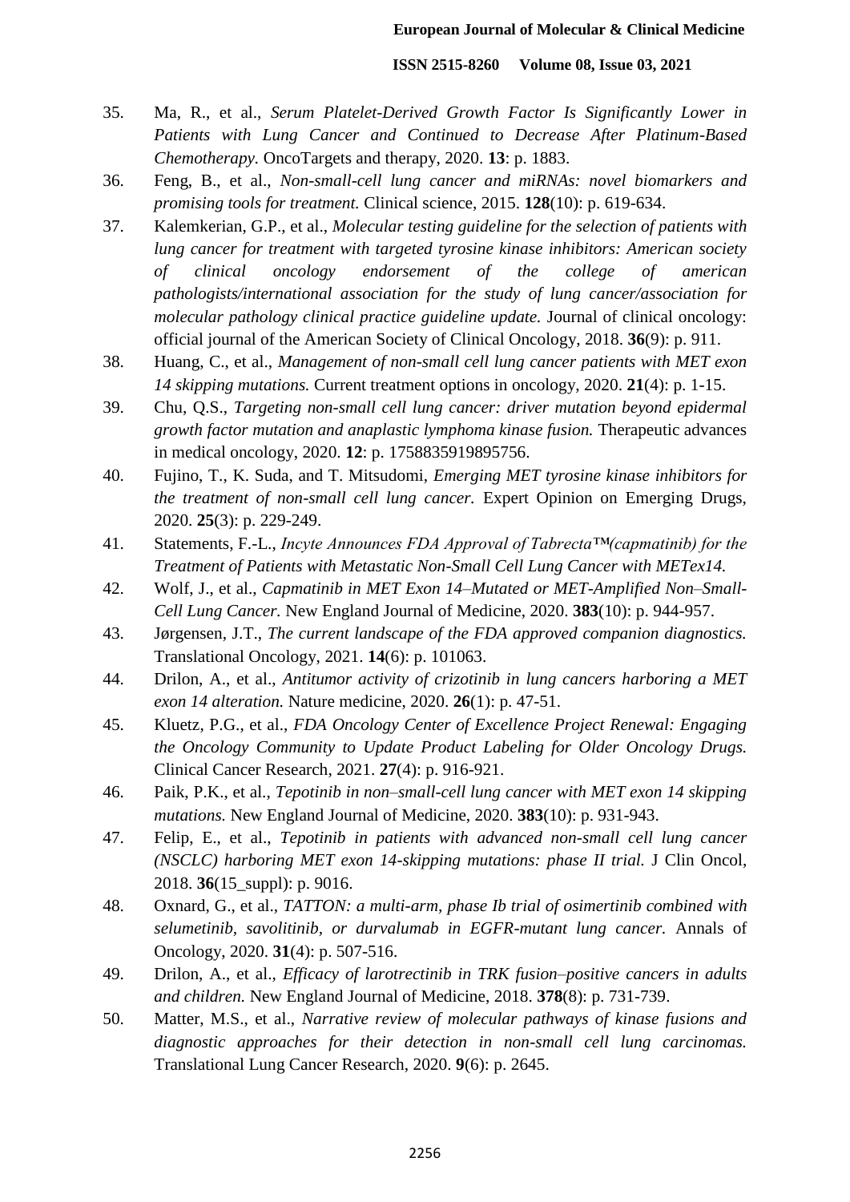35. Ma, R., et al., *Serum Platelet-Derived Growth Factor Is Significantly Lower in Patients with Lung Cancer and Continued to Decrease After Platinum-Based Chemotherapy.* OncoTargets and therapy, 2020. **13**: p. 1883.
36. Feng, B., et al., *Non-small-cell lung cancer and miRNAs: novel biomarkers and promising tools for treatment.* Clinical science, 2015. **128**(10): p. 619-634.
37. Kalemkerian, G.P., et al., *Molecular testing guideline for the selection of patients with lung cancer for treatment with targeted tyrosine kinase inhibitors: American society of clinical oncology endorsement of the college of american pathologists/international association for the study of lung cancer/association for molecular pathology clinical practice guideline update.* Journal of clinical oncology: official journal of the American Society of Clinical Oncology, 2018. **36**(9): p. 911.
38. Huang, C., et al., *Management of non-small cell lung cancer patients with MET exon 14 skipping mutations.* Current treatment options in oncology, 2020. **21**(4): p. 1-15.
39. Chu, Q.S., *Targeting non-small cell lung cancer: driver mutation beyond epidermal growth factor mutation and anaplastic lymphoma kinase fusion.* Therapeutic advances in medical oncology, 2020. **12**: p. 1758835919895756.
40. Fujino, T., K. Suda, and T. Mitsudomi, *Emerging MET tyrosine kinase inhibitors for the treatment of non-small cell lung cancer.* Expert Opinion on Emerging Drugs, 2020. **25**(3): p. 229-249.
41. Statements, F.-L., *Incyte Announces FDA Approval of Tabrecta™(capmatinib) for the Treatment of Patients with Metastatic Non-Small Cell Lung Cancer with METex14.*
42. Wolf, J., et al., *Capmatinib in MET Exon 14–Mutated or MET-Amplified Non–Small-Cell Lung Cancer.* New England Journal of Medicine, 2020. **383**(10): p. 944-957.
43. Jørgensen, J.T., *The current landscape of the FDA approved companion diagnostics.* Translational Oncology, 2021. **14**(6): p. 101063.
44. Drilon, A., et al., *Antitumor activity of crizotinib in lung cancers harboring a MET exon 14 alteration.* Nature medicine, 2020. **26**(1): p. 47-51.
45. Kluetz, P.G., et al., *FDA Oncology Center of Excellence Project Renewal: Engaging the Oncology Community to Update Product Labeling for Older Oncology Drugs.* Clinical Cancer Research, 2021. **27**(4): p. 916-921.
46. Paik, P.K., et al., *Tepotinib in non–small-cell lung cancer with MET exon 14 skipping mutations.* New England Journal of Medicine, 2020. **383**(10): p. 931-943.
47. Felip, E., et al., *Tepotinib in patients with advanced non-small cell lung cancer (NSCLC) harboring MET exon 14-skipping mutations: phase II trial.* J Clin Oncol, 2018. **36**(15_suppl): p. 9016.
48. Oxnard, G., et al., *TATTON: a multi-arm, phase Ib trial of osimertinib combined with selumetinib, savolitinib, or durvalumab in EGFR-mutant lung cancer.* Annals of Oncology, 2020. **31**(4): p. 507-516.
49. Drilon, A., et al., *Efficacy of larotrectinib in TRK fusion–positive cancers in adults and children.* New England Journal of Medicine, 2018. **378**(8): p. 731-739.
50. Matter, M.S., et al., *Narrative review of molecular pathways of kinase fusions and diagnostic approaches for their detection in non-small cell lung carcinomas.* Translational Lung Cancer Research, 2020. **9**(6): p. 2645.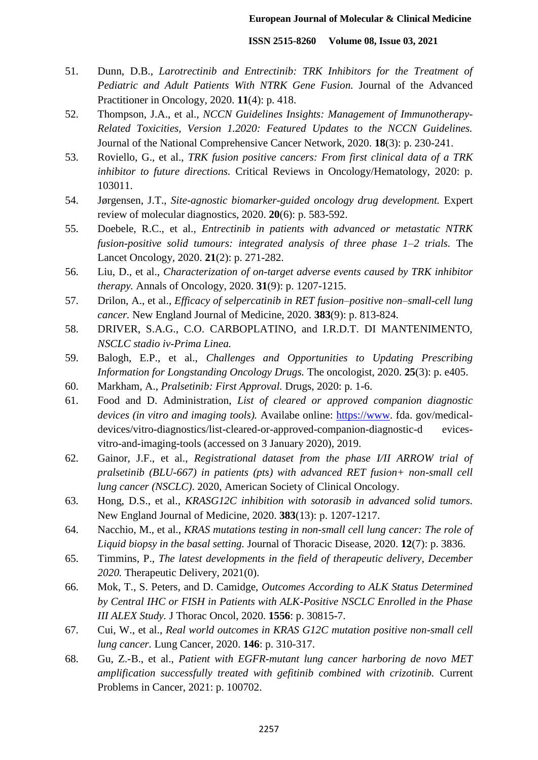51. Dunn, D.B., *Larotrectinib and Entrectinib: TRK Inhibitors for the Treatment of Pediatric and Adult Patients With NTRK Gene Fusion.* Journal of the Advanced Practitioner in Oncology, 2020. **11**(4): p. 418.
52. Thompson, J.A., et al., *NCCN Guidelines Insights: Management of Immunotherapy-Related Toxicities, Version 1.2020: Featured Updates to the NCCN Guidelines.* Journal of the National Comprehensive Cancer Network, 2020. **18**(3): p. 230-241.
53. Roviello, G., et al., *TRK fusion positive cancers: From first clinical data of a TRK inhibitor to future directions.* Critical Reviews in Oncology/Hematology, 2020: p. 103011.
54. Jørgensen, J.T., *Site-agnostic biomarker-guided oncology drug development.* Expert review of molecular diagnostics, 2020. **20**(6): p. 583-592.
55. Doebele, R.C., et al., *Entrectinib in patients with advanced or metastatic NTRK fusion-positive solid tumours: integrated analysis of three phase 1–2 trials.* The Lancet Oncology, 2020. **21**(2): p. 271-282.
56. Liu, D., et al., *Characterization of on-target adverse events caused by TRK inhibitor therapy.* Annals of Oncology, 2020. **31**(9): p. 1207-1215.
57. Drilon, A., et al., *Efficacy of selpercatinib in RET fusion–positive non–small-cell lung cancer.* New England Journal of Medicine, 2020. **383**(9): p. 813-824.
58. DRIVER, S.A.G., C.O. CARBOPLATINO, and I.R.D.T. DI MANTENIMENTO, *NSCLC stadio iv-Prima Linea.*
59. Balogh, E.P., et al., *Challenges and Opportunities to Updating Prescribing Information for Longstanding Oncology Drugs.* The oncologist, 2020. **25**(3): p. e405.
60. Markham, A., *Pralsetinib: First Approval.* Drugs, 2020: p. 1-6.
61. Food and D. Administration, *List of cleared or approved companion diagnostic devices (in vitro and imaging tools).* Availabe online: https://www. fda. gov/medical-devices/vitro-diagnostics/list-cleared-or-approved-companion-diagnostic-d evices-vitro-and-imaging-tools (accessed on 3 January 2020), 2019.
62. Gainor, J.F., et al., *Registrational dataset from the phase I/II ARROW trial of pralsetinib (BLU-667) in patients (pts) with advanced RET fusion+ non-small cell lung cancer (NSCLC).* 2020, American Society of Clinical Oncology.
63. Hong, D.S., et al., *KRASG12C inhibition with sotorasib in advanced solid tumors.* New England Journal of Medicine, 2020. **383**(13): p. 1207-1217.
64. Nacchio, M., et al., *KRAS mutations testing in non-small cell lung cancer: The role of Liquid biopsy in the basal setting.* Journal of Thoracic Disease, 2020. **12**(7): p. 3836.
65. Timmins, P., *The latest developments in the field of therapeutic delivery, December 2020.* Therapeutic Delivery, 2021(0).
66. Mok, T., S. Peters, and D. Camidge, *Outcomes According to ALK Status Determined by Central IHC or FISH in Patients with ALK-Positive NSCLC Enrolled in the Phase III ALEX Study.* J Thorac Oncol, 2020. **1556**: p. 30815-7.
67. Cui, W., et al., *Real world outcomes in KRAS G12C mutation positive non-small cell lung cancer.* Lung Cancer, 2020. **146**: p. 310-317.
68. Gu, Z.-B., et al., *Patient with EGFR-mutant lung cancer harboring de novo MET amplification successfully treated with gefitinib combined with crizotinib.* Current Problems in Cancer, 2021: p. 100702.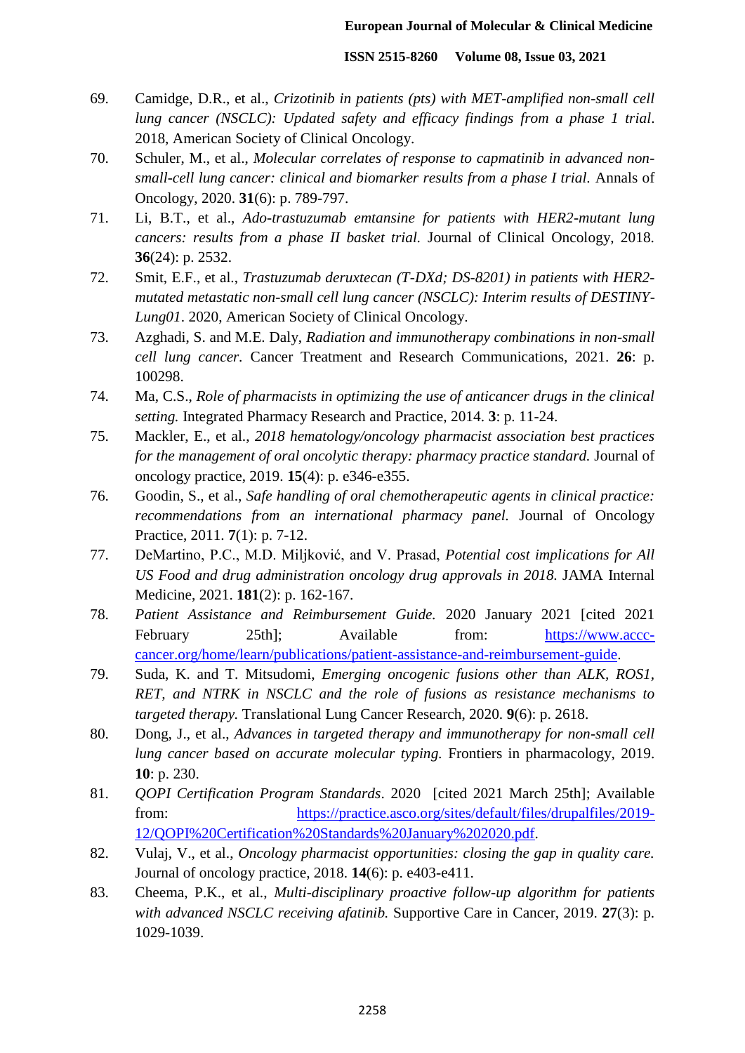69. Camidge, D.R., et al., *Crizotinib in patients (pts) with MET-amplified non-small cell lung cancer (NSCLC): Updated safety and efficacy findings from a phase 1 trial*. 2018, American Society of Clinical Oncology.
70. Schuler, M., et al., *Molecular correlates of response to capmatinib in advanced non-small-cell lung cancer: clinical and biomarker results from a phase I trial.* Annals of Oncology, 2020. **31**(6): p. 789-797.
71. Li, B.T., et al., *Ado-trastuzumab emtansine for patients with HER2-mutant lung cancers: results from a phase II basket trial.* Journal of Clinical Oncology, 2018. **36**(24): p. 2532.
72. Smit, E.F., et al., *Trastuzumab deruxtecan (T-DXd; DS-8201) in patients with HER2-mutated metastatic non-small cell lung cancer (NSCLC): Interim results of DESTINY-Lung01*. 2020, American Society of Clinical Oncology.
73. Azghadi, S. and M.E. Daly, *Radiation and immunotherapy combinations in non-small cell lung cancer.* Cancer Treatment and Research Communications, 2021. **26**: p. 100298.
74. Ma, C.S., *Role of pharmacists in optimizing the use of anticancer drugs in the clinical setting.* Integrated Pharmacy Research and Practice, 2014. **3**: p. 11-24.
75. Mackler, E., et al., *2018 hematology/oncology pharmacist association best practices for the management of oral oncolytic therapy: pharmacy practice standard.* Journal of oncology practice, 2019. **15**(4): p. e346-e355.
76. Goodin, S., et al., *Safe handling of oral chemotherapeutic agents in clinical practice: recommendations from an international pharmacy panel.* Journal of Oncology Practice, 2011. **7**(1): p. 7-12.
77. DeMartino, P.C., M.D. Miljković, and V. Prasad, *Potential cost implications for All US Food and drug administration oncology drug approvals in 2018.* JAMA Internal Medicine, 2021. **181**(2): p. 162-167.
78. *Patient Assistance and Reimbursement Guide.* 2020 January 2021 [cited 2021 February 25th]; Available from: https://www.accc-cancer.org/home/learn/publications/patient-assistance-and-reimbursement-guide.
79. Suda, K. and T. Mitsudomi, *Emerging oncogenic fusions other than ALK, ROS1, RET, and NTRK in NSCLC and the role of fusions as resistance mechanisms to targeted therapy.* Translational Lung Cancer Research, 2020. **9**(6): p. 2618.
80. Dong, J., et al., *Advances in targeted therapy and immunotherapy for non-small cell lung cancer based on accurate molecular typing.* Frontiers in pharmacology, 2019. **10**: p. 230.
81. *QOPI Certification Program Standards*. 2020 [cited 2021 March 25th]; Available from: https://practice.asco.org/sites/default/files/drupalfiles/2019-12/QOPI%20Certification%20Standards%20January%202020.pdf.
82. Vulaj, V., et al., *Oncology pharmacist opportunities: closing the gap in quality care.* Journal of oncology practice, 2018. **14**(6): p. e403-e411.
83. Cheema, P.K., et al., *Multi-disciplinary proactive follow-up algorithm for patients with advanced NSCLC receiving afatinib.* Supportive Care in Cancer, 2019. **27**(3): p. 1029-1039.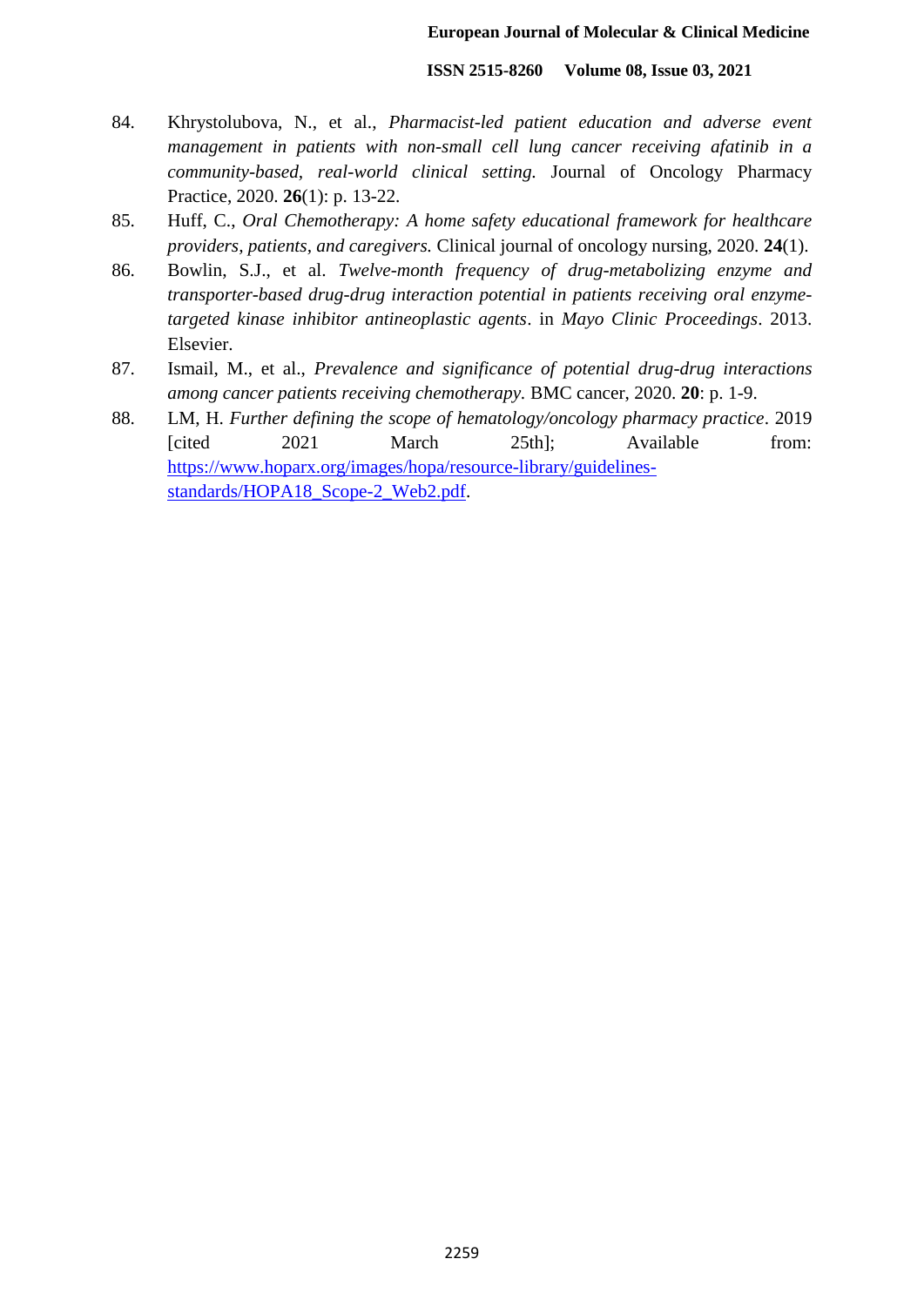84. Khrystolubova, N., et al., *Pharmacist-led patient education and adverse event management in patients with non-small cell lung cancer receiving afatinib in a community-based, real-world clinical setting.* Journal of Oncology Pharmacy Practice, 2020. **26**(1): p. 13-22.
85. Huff, C., *Oral Chemotherapy: A home safety educational framework for healthcare providers, patients, and caregivers.* Clinical journal of oncology nursing, 2020. **24**(1).
86. Bowlin, S.J., et al. *Twelve-month frequency of drug-metabolizing enzyme and transporter-based drug-drug interaction potential in patients receiving oral enzyme-targeted kinase inhibitor antineoplastic agents*. in *Mayo Clinic Proceedings*. 2013. Elsevier.
87. Ismail, M., et al., *Prevalence and significance of potential drug-drug interactions among cancer patients receiving chemotherapy.* BMC cancer, 2020. **20**: p. 1-9.
88. LM, H. *Further defining the scope of hematology/oncology pharmacy practice*. 2019 [cited 2021 March 25th]; Available from: https://www.hoparx.org/images/hopa/resource-library/guidelines-standards/HOPA18_Scope-2_Web2.pdf.